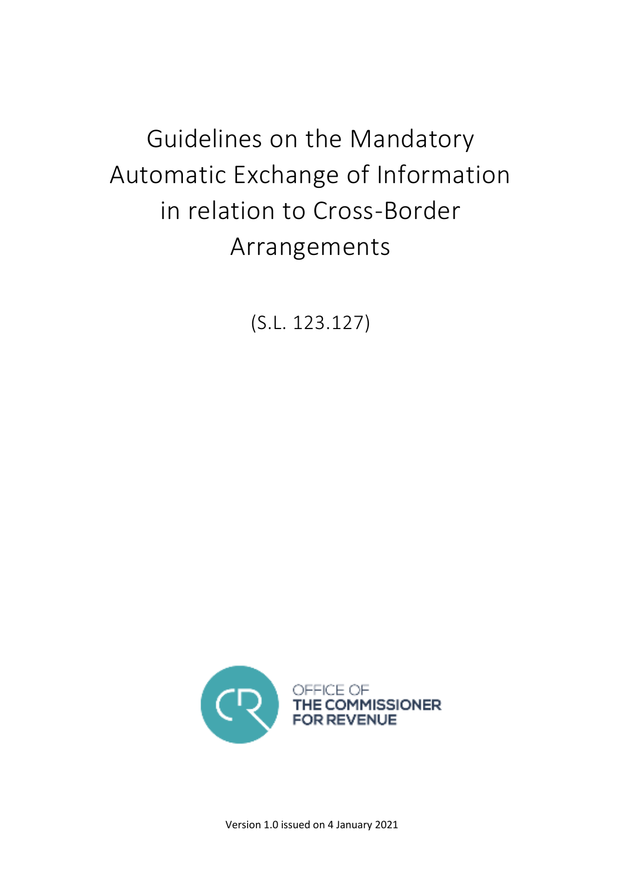# Guidelines on the Mandatory Automatic Exchange of Information in relation to Cross-Border Arrangements

(S.L. 123.127)

OFFICE OF
THE COMMISSIONER
FOR REVENUE

Version 1.0 issued on 4 January 2021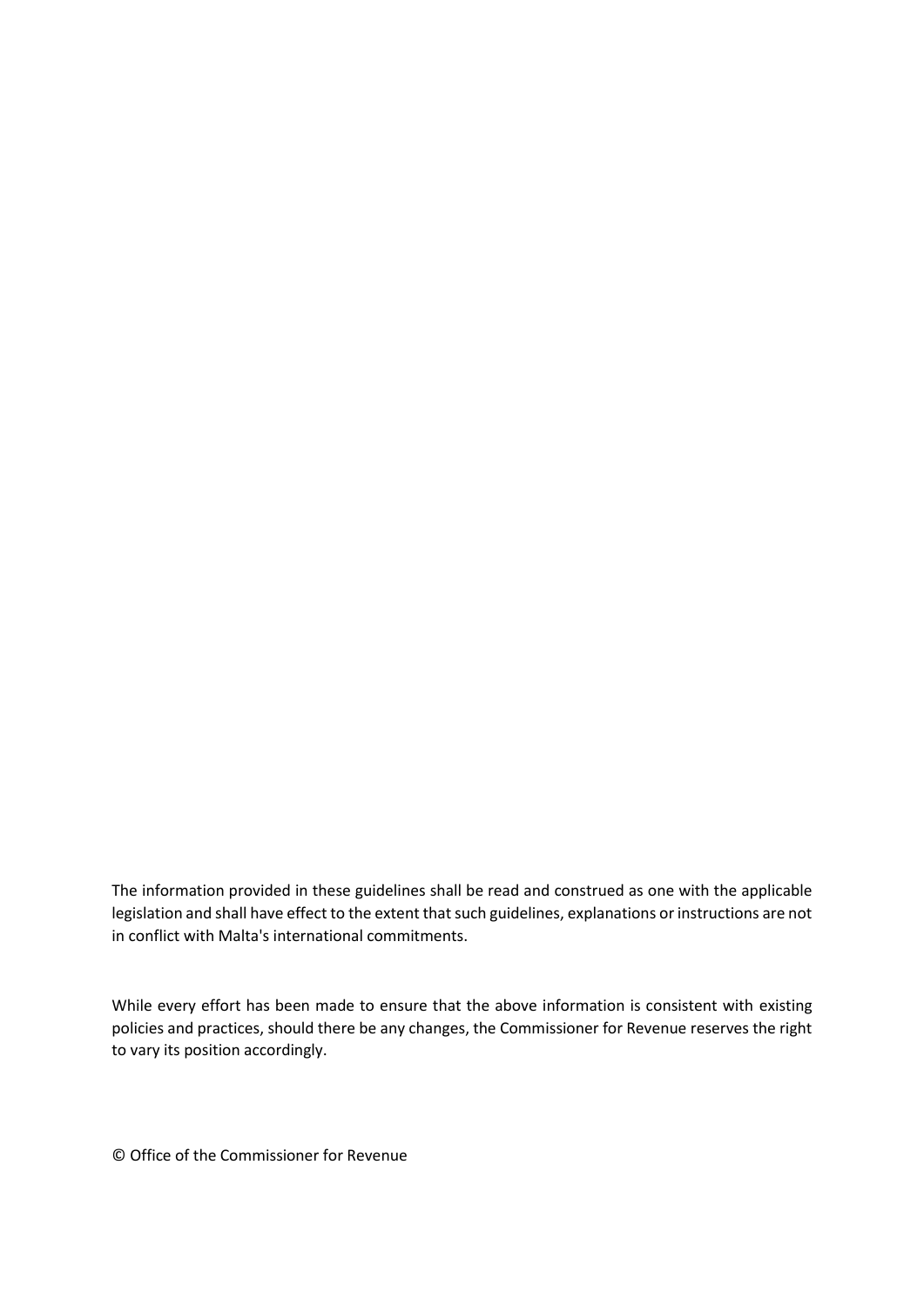The information provided in these guidelines shall be read and construed as one with the applicable legislation and shall have effect to the extent that such guidelines, explanations or instructions are not in conflict with Malta's international commitments.

While every effort has been made to ensure that the above information is consistent with existing policies and practices, should there be any changes, the Commissioner for Revenue reserves the right to vary its position accordingly.

© Office of the Commissioner for Revenue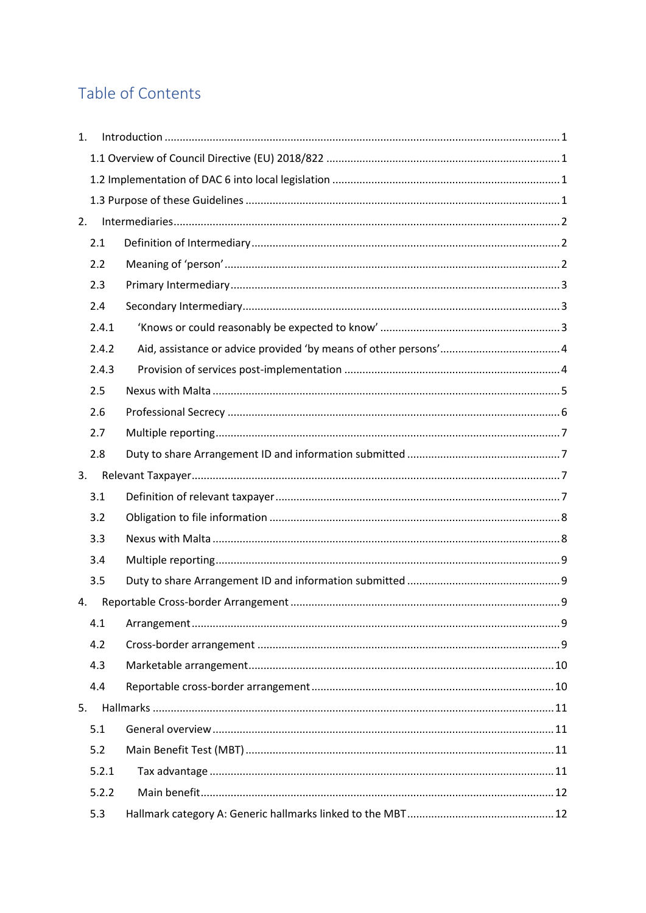# Table of Contents

1. Introduction ........................................................................................................................ 1

   1.1 Overview of Council Directive (EU) 2018/822 ............................................................... 1

   1.2 Implementation of DAC 6 into local legislation ............................................................ 1

   1.3 Purpose of these Guidelines ......................................................................................... 1

2. Intermediaries ....................................................................................................................... 2

   2.1 Definition of Intermediary ............................................................................................ 2

   2.2 Meaning of 'person' ...................................................................................................... 2

   2.3 Primary Intermediary .................................................................................................... 3

   2.4 Secondary Intermediary ................................................................................................ 3

   2.4.1 'Knows or could reasonably be expected to know' ................................................... 3

   2.4.2 Aid, assistance or advice provided 'by means of other persons' ................................ 4

   2.4.3 Provision of services post-implementation .............................................................. 4

   2.5 Nexus with Malta .......................................................................................................... 5

   2.6 Professional Secrecy ..................................................................................................... 6

   2.7 Multiple reporting ......................................................................................................... 7

   2.8 Duty to share Arrangement ID and information submitted ........................................... 7

3. Relevant Taxpayer ................................................................................................................. 7

   3.1 Definition of relevant taxpayer ...................................................................................... 7

   3.2 Obligation to file information ........................................................................................ 8

   3.3 Nexus with Malta .......................................................................................................... 8

   3.4 Multiple reporting ......................................................................................................... 9

   3.5 Duty to share Arrangement ID and information submitted ........................................... 9

4. Reportable Cross-border Arrangement ................................................................................... 9

   4.1 Arrangement ................................................................................................................. 9

   4.2 Cross-border arrangement ............................................................................................ 9

   4.3 Marketable arrangement ............................................................................................. 10

   4.4 Reportable cross-border arrangement ......................................................................... 10

5. Hallmarks ............................................................................................................................ 11

   5.1 General overview ......................................................................................................... 11

   5.2 Main Benefit Test (MBT) .............................................................................................. 11

   5.2.1 Tax advantage ........................................................................................................ 11

   5.2.2 Main benefit ........................................................................................................... 12

   5.3 Hallmark category A: Generic hallmarks linked to the MBT ......................................... 12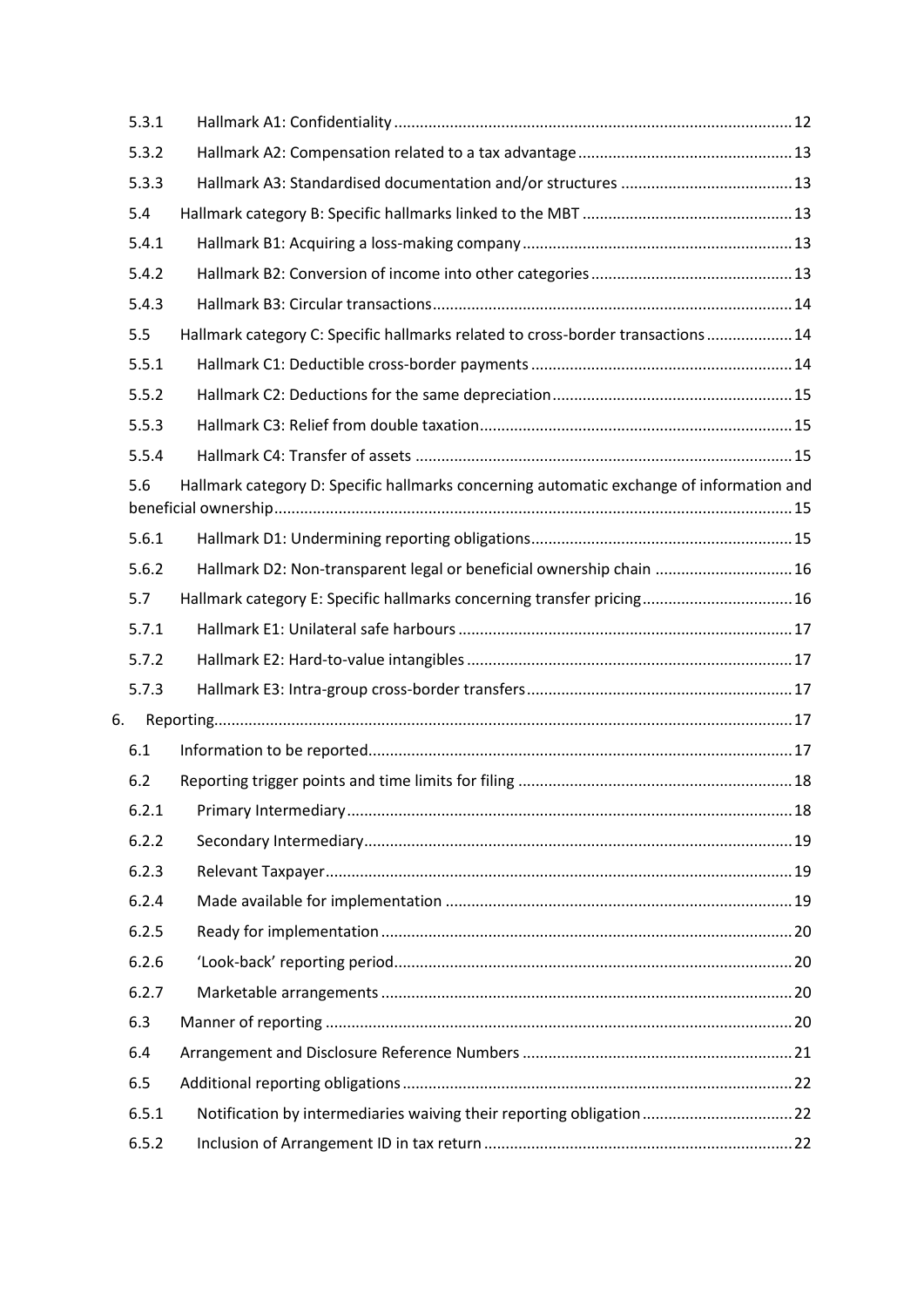| | | |
|---|---|---|
| 5.3.1 | Hallmark A1: Confidentiality | 12 |
| 5.3.2 | Hallmark A2: Compensation related to a tax advantage | 13 |
| 5.3.3 | Hallmark A3: Standardised documentation and/or structures | 13 |
| 5.4 | Hallmark category B: Specific hallmarks linked to the MBT | 13 |
| 5.4.1 | Hallmark B1: Acquiring a loss-making company | 13 |
| 5.4.2 | Hallmark B2: Conversion of income into other categories | 13 |
| 5.4.3 | Hallmark B3: Circular transactions | 14 |
| 5.5 | Hallmark category C: Specific hallmarks related to cross-border transactions | 14 |
| 5.5.1 | Hallmark C1: Deductible cross-border payments | 14 |
| 5.5.2 | Hallmark C2: Deductions for the same depreciation | 15 |
| 5.5.3 | Hallmark C3: Relief from double taxation | 15 |
| 5.5.4 | Hallmark C4: Transfer of assets | 15 |
| 5.6 | Hallmark category D: Specific hallmarks concerning automatic exchange of information and beneficial ownership | 15 |
| 5.6.1 | Hallmark D1: Undermining reporting obligations | 15 |
| 5.6.2 | Hallmark D2: Non-transparent legal or beneficial ownership chain | 16 |
| 5.7 | Hallmark category E: Specific hallmarks concerning transfer pricing | 16 |
| 5.7.1 | Hallmark E1: Unilateral safe harbours | 17 |
| 5.7.2 | Hallmark E2: Hard-to-value intangibles | 17 |
| 5.7.3 | Hallmark E3: Intra-group cross-border transfers | 17 |
| 6. | Reporting | 17 |
| 6.1 | Information to be reported | 17 |
| 6.2 | Reporting trigger points and time limits for filing | 18 |
| 6.2.1 | Primary Intermediary | 18 |
| 6.2.2 | Secondary Intermediary | 19 |
| 6.2.3 | Relevant Taxpayer | 19 |
| 6.2.4 | Made available for implementation | 19 |
| 6.2.5 | Ready for implementation | 20 |
| 6.2.6 | 'Look-back' reporting period | 20 |
| 6.2.7 | Marketable arrangements | 20 |
| 6.3 | Manner of reporting | 20 |
| 6.4 | Arrangement and Disclosure Reference Numbers | 21 |
| 6.5 | Additional reporting obligations | 22 |
| 6.5.1 | Notification by intermediaries waiving their reporting obligation | 22 |
| 6.5.2 | Inclusion of Arrangement ID in tax return | 22 |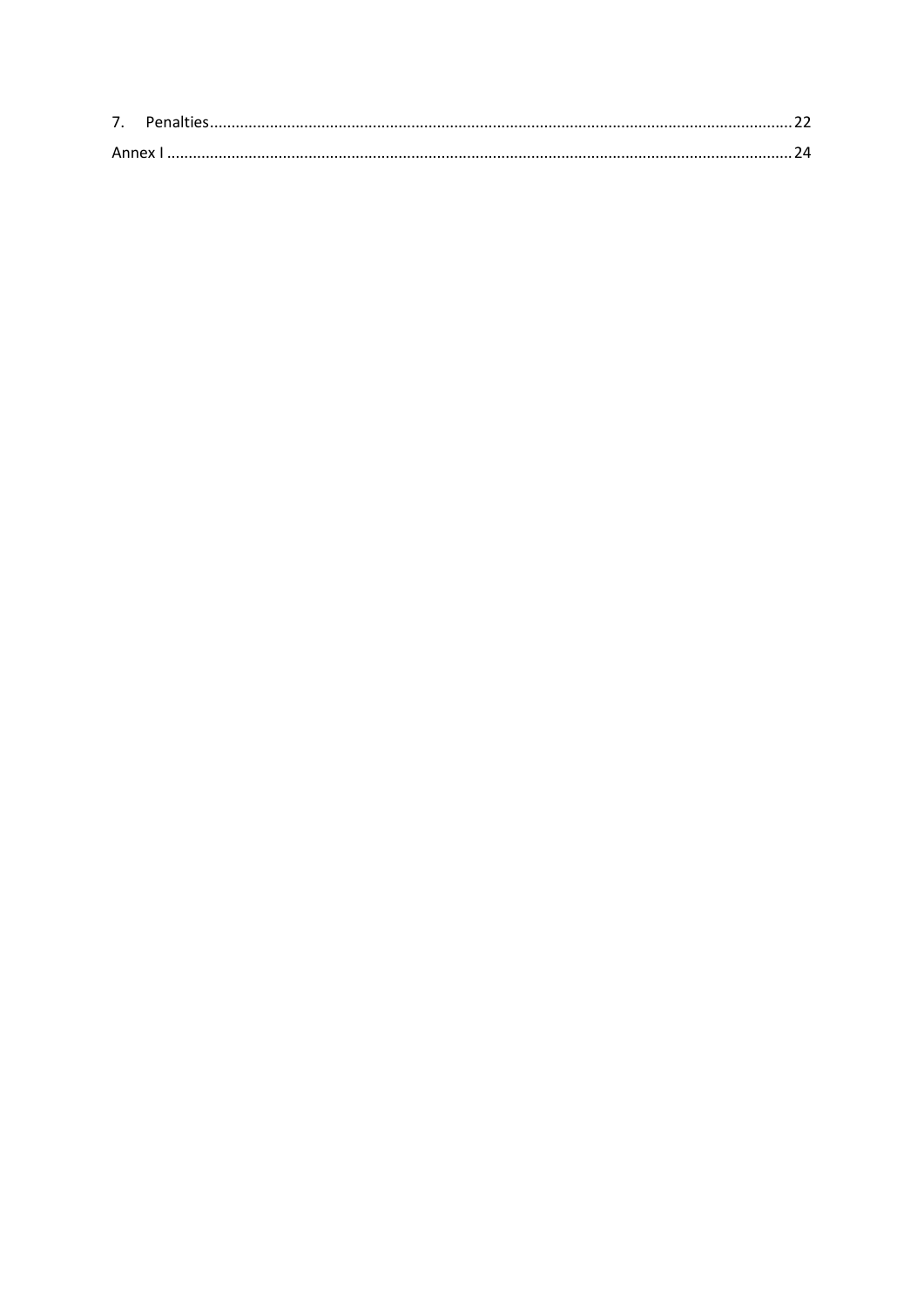7. Penalties........................................................................................................................................22

Annex I ...................................................................................................................................................24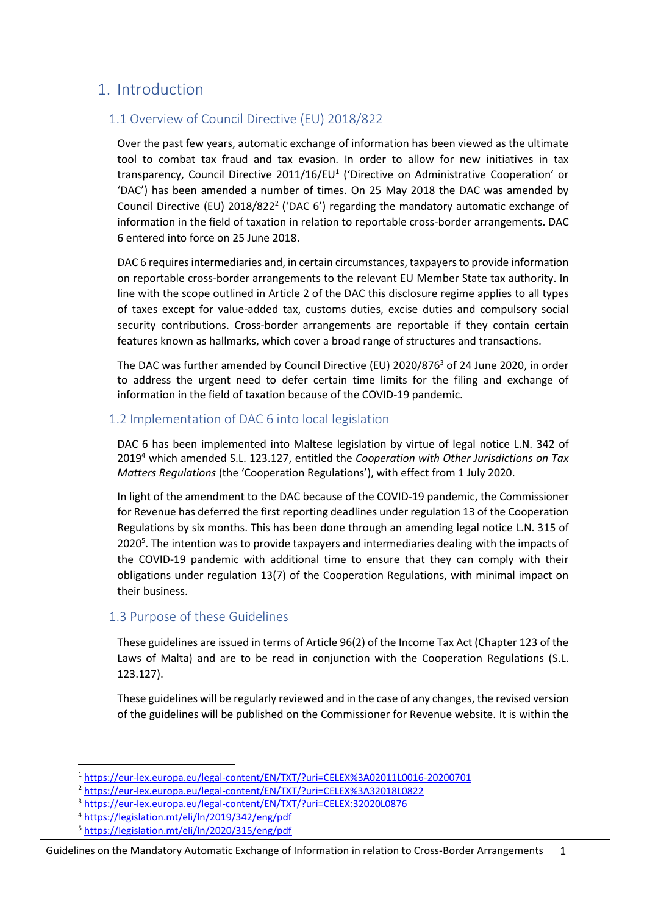# 1. Introduction

## 1.1 Overview of Council Directive (EU) 2018/822

Over the past few years, automatic exchange of information has been viewed as the ultimate tool to combat tax fraud and tax evasion. In order to allow for new initiatives in tax transparency, Council Directive 2011/16/EU[1] ('Directive on Administrative Cooperation' or 'DAC') has been amended a number of times. On 25 May 2018 the DAC was amended by Council Directive (EU) 2018/822[2] ('DAC 6') regarding the mandatory automatic exchange of information in the field of taxation in relation to reportable cross-border arrangements. DAC 6 entered into force on 25 June 2018.

DAC 6 requires intermediaries and, in certain circumstances, taxpayers to provide information on reportable cross-border arrangements to the relevant EU Member State tax authority. In line with the scope outlined in Article 2 of the DAC this disclosure regime applies to all types of taxes except for value-added tax, customs duties, excise duties and compulsory social security contributions. Cross-border arrangements are reportable if they contain certain features known as hallmarks, which cover a broad range of structures and transactions.

The DAC was further amended by Council Directive (EU) 2020/876[3] of 24 June 2020, in order to address the urgent need to defer certain time limits for the filing and exchange of information in the field of taxation because of the COVID-19 pandemic.

## 1.2 Implementation of DAC 6 into local legislation

DAC 6 has been implemented into Maltese legislation by virtue of legal notice L.N. 342 of 2019[4] which amended S.L. 123.127, entitled the *Cooperation with Other Jurisdictions on Tax Matters Regulations* (the 'Cooperation Regulations'), with effect from 1 July 2020.

In light of the amendment to the DAC because of the COVID-19 pandemic, the Commissioner for Revenue has deferred the first reporting deadlines under regulation 13 of the Cooperation Regulations by six months. This has been done through an amending legal notice L.N. 315 of 2020[5]. The intention was to provide taxpayers and intermediaries dealing with the impacts of the COVID-19 pandemic with additional time to ensure that they can comply with their obligations under regulation 13(7) of the Cooperation Regulations, with minimal impact on their business.

## 1.3 Purpose of these Guidelines

These guidelines are issued in terms of Article 96(2) of the Income Tax Act (Chapter 123 of the Laws of Malta) and are to be read in conjunction with the Cooperation Regulations (S.L. 123.127).

These guidelines will be regularly reviewed and in the case of any changes, the revised version of the guidelines will be published on the Commissioner for Revenue website. It is within the

---

[1] https://eur-lex.europa.eu/legal-content/EN/TXT/?uri=CELEX%3A02011L0016-20200701

[2] https://eur-lex.europa.eu/legal-content/EN/TXT/?uri=CELEX%3A32018L0822

[3] https://eur-lex.europa.eu/legal-content/EN/TXT/?uri=CELEX:32020L0876

[4] https://legislation.mt/eli/ln/2019/342/eng/pdf

[5] https://legislation.mt/eli/ln/2020/315/eng/pdf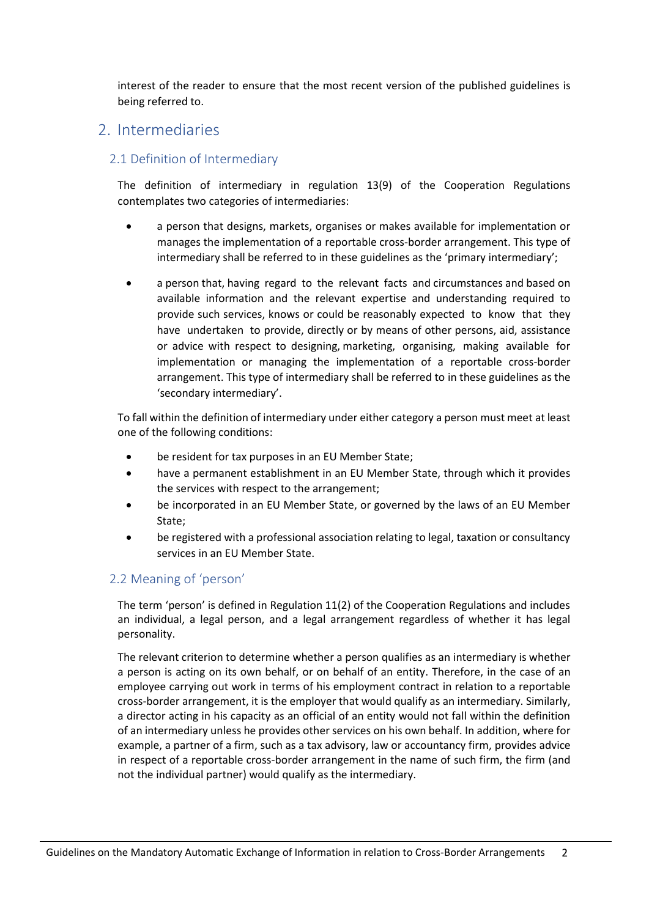interest of the reader to ensure that the most recent version of the published guidelines is being referred to.

# 2. Intermediaries

## 2.1 Definition of Intermediary

The definition of intermediary in regulation 13(9) of the Cooperation Regulations contemplates two categories of intermediaries:

- a person that designs, markets, organises or makes available for implementation or manages the implementation of a reportable cross-border arrangement. This type of intermediary shall be referred to in these guidelines as the 'primary intermediary';
- a person that, having regard to the relevant facts and circumstances and based on available information and the relevant expertise and understanding required to provide such services, knows or could be reasonably expected to know that they have undertaken to provide, directly or by means of other persons, aid, assistance or advice with respect to designing, marketing, organising, making available for implementation or managing the implementation of a reportable cross-border arrangement. This type of intermediary shall be referred to in these guidelines as the 'secondary intermediary'.

To fall within the definition of intermediary under either category a person must meet at least one of the following conditions:

- be resident for tax purposes in an EU Member State;
- have a permanent establishment in an EU Member State, through which it provides the services with respect to the arrangement;
- be incorporated in an EU Member State, or governed by the laws of an EU Member State;
- be registered with a professional association relating to legal, taxation or consultancy services in an EU Member State.

## 2.2 Meaning of 'person'

The term 'person' is defined in Regulation 11(2) of the Cooperation Regulations and includes an individual, a legal person, and a legal arrangement regardless of whether it has legal personality.

The relevant criterion to determine whether a person qualifies as an intermediary is whether a person is acting on its own behalf, or on behalf of an entity. Therefore, in the case of an employee carrying out work in terms of his employment contract in relation to a reportable cross-border arrangement, it is the employer that would qualify as an intermediary. Similarly, a director acting in his capacity as an official of an entity would not fall within the definition of an intermediary unless he provides other services on his own behalf. In addition, where for example, a partner of a firm, such as a tax advisory, law or accountancy firm, provides advice in respect of a reportable cross-border arrangement in the name of such firm, the firm (and not the individual partner) would qualify as the intermediary.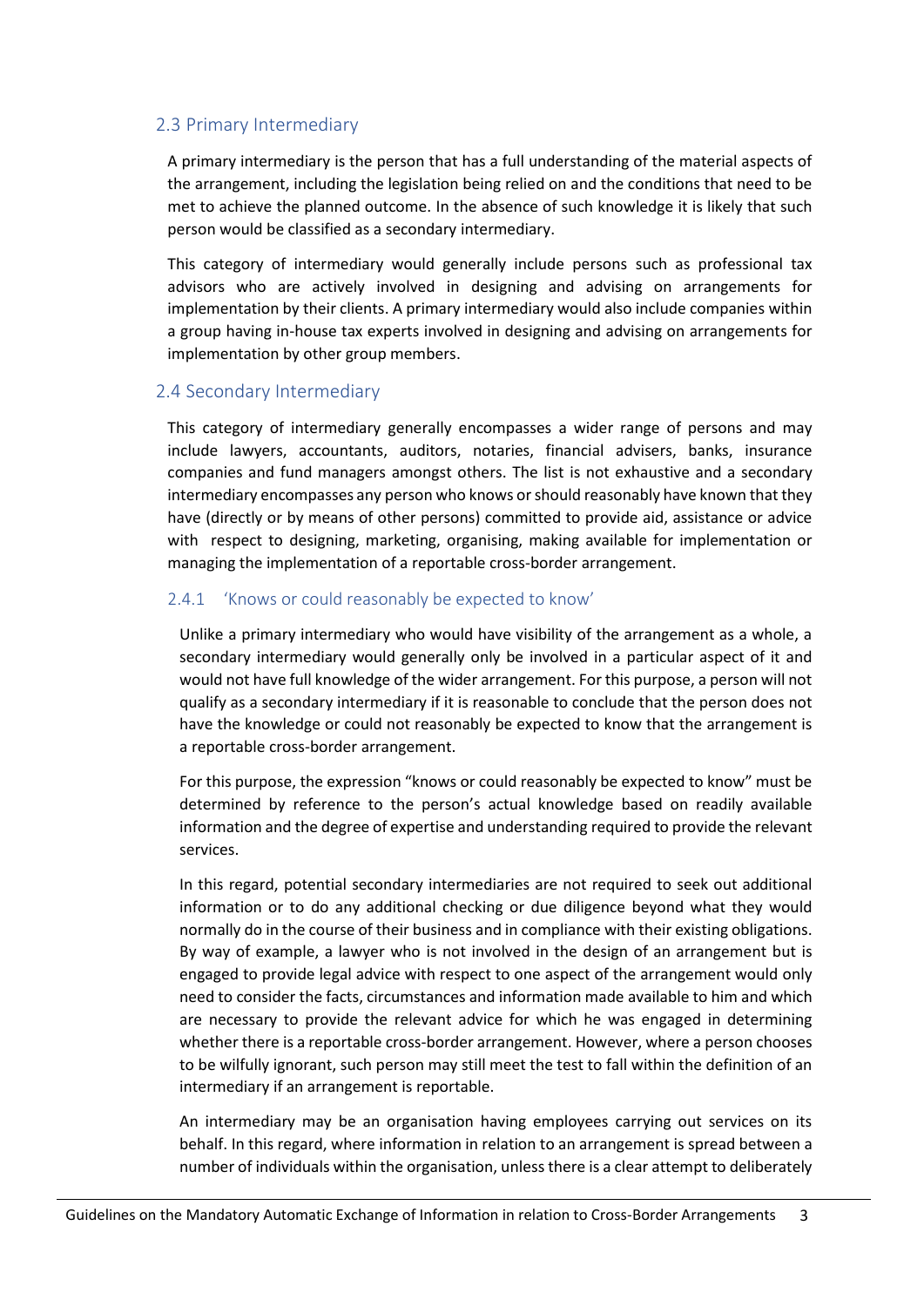## 2.3 Primary Intermediary

A primary intermediary is the person that has a full understanding of the material aspects of the arrangement, including the legislation being relied on and the conditions that need to be met to achieve the planned outcome. In the absence of such knowledge it is likely that such person would be classified as a secondary intermediary.

This category of intermediary would generally include persons such as professional tax advisors who are actively involved in designing and advising on arrangements for implementation by their clients. A primary intermediary would also include companies within a group having in-house tax experts involved in designing and advising on arrangements for implementation by other group members.

## 2.4 Secondary Intermediary

This category of intermediary generally encompasses a wider range of persons and may include lawyers, accountants, auditors, notaries, financial advisers, banks, insurance companies and fund managers amongst others. The list is not exhaustive and a secondary intermediary encompasses any person who knows or should reasonably have known that they have (directly or by means of other persons) committed to provide aid, assistance or advice with respect to designing, marketing, organising, making available for implementation or managing the implementation of a reportable cross-border arrangement.

### 2.4.1 'Knows or could reasonably be expected to know'

Unlike a primary intermediary who would have visibility of the arrangement as a whole, a secondary intermediary would generally only be involved in a particular aspect of it and would not have full knowledge of the wider arrangement. For this purpose, a person will not qualify as a secondary intermediary if it is reasonable to conclude that the person does not have the knowledge or could not reasonably be expected to know that the arrangement is a reportable cross-border arrangement.

For this purpose, the expression "knows or could reasonably be expected to know" must be determined by reference to the person's actual knowledge based on readily available information and the degree of expertise and understanding required to provide the relevant services.

In this regard, potential secondary intermediaries are not required to seek out additional information or to do any additional checking or due diligence beyond what they would normally do in the course of their business and in compliance with their existing obligations. By way of example, a lawyer who is not involved in the design of an arrangement but is engaged to provide legal advice with respect to one aspect of the arrangement would only need to consider the facts, circumstances and information made available to him and which are necessary to provide the relevant advice for which he was engaged in determining whether there is a reportable cross-border arrangement. However, where a person chooses to be wilfully ignorant, such person may still meet the test to fall within the definition of an intermediary if an arrangement is reportable.

An intermediary may be an organisation having employees carrying out services on its behalf. In this regard, where information in relation to an arrangement is spread between a number of individuals within the organisation, unless there is a clear attempt to deliberately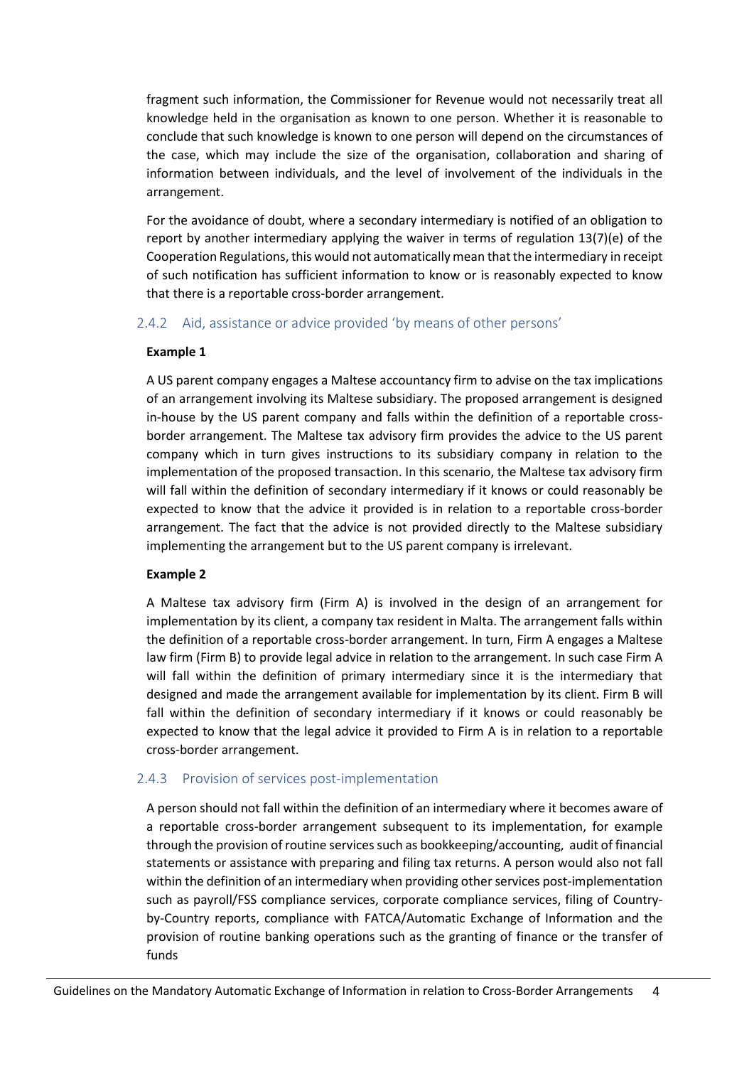fragment such information, the Commissioner for Revenue would not necessarily treat all knowledge held in the organisation as known to one person. Whether it is reasonable to conclude that such knowledge is known to one person will depend on the circumstances of the case, which may include the size of the organisation, collaboration and sharing of information between individuals, and the level of involvement of the individuals in the arrangement.

For the avoidance of doubt, where a secondary intermediary is notified of an obligation to report by another intermediary applying the waiver in terms of regulation 13(7)(e) of the Cooperation Regulations, this would not automatically mean that the intermediary in receipt of such notification has sufficient information to know or is reasonably expected to know that there is a reportable cross-border arrangement.

### 2.4.2 Aid, assistance or advice provided 'by means of other persons'

**Example 1**

A US parent company engages a Maltese accountancy firm to advise on the tax implications of an arrangement involving its Maltese subsidiary. The proposed arrangement is designed in-house by the US parent company and falls within the definition of a reportable cross-border arrangement. The Maltese tax advisory firm provides the advice to the US parent company which in turn gives instructions to its subsidiary company in relation to the implementation of the proposed transaction. In this scenario, the Maltese tax advisory firm will fall within the definition of secondary intermediary if it knows or could reasonably be expected to know that the advice it provided is in relation to a reportable cross-border arrangement. The fact that the advice is not provided directly to the Maltese subsidiary implementing the arrangement but to the US parent company is irrelevant.

**Example 2**

A Maltese tax advisory firm (Firm A) is involved in the design of an arrangement for implementation by its client, a company tax resident in Malta. The arrangement falls within the definition of a reportable cross-border arrangement. In turn, Firm A engages a Maltese law firm (Firm B) to provide legal advice in relation to the arrangement. In such case Firm A will fall within the definition of primary intermediary since it is the intermediary that designed and made the arrangement available for implementation by its client. Firm B will fall within the definition of secondary intermediary if it knows or could reasonably be expected to know that the legal advice it provided to Firm A is in relation to a reportable cross-border arrangement.

### 2.4.3 Provision of services post-implementation

A person should not fall within the definition of an intermediary where it becomes aware of a reportable cross-border arrangement subsequent to its implementation, for example through the provision of routine services such as bookkeeping/accounting, audit of financial statements or assistance with preparing and filing tax returns. A person would also not fall within the definition of an intermediary when providing other services post-implementation such as payroll/FSS compliance services, corporate compliance services, filing of Country-by-Country reports, compliance with FATCA/Automatic Exchange of Information and the provision of routine banking operations such as the granting of finance or the transfer of funds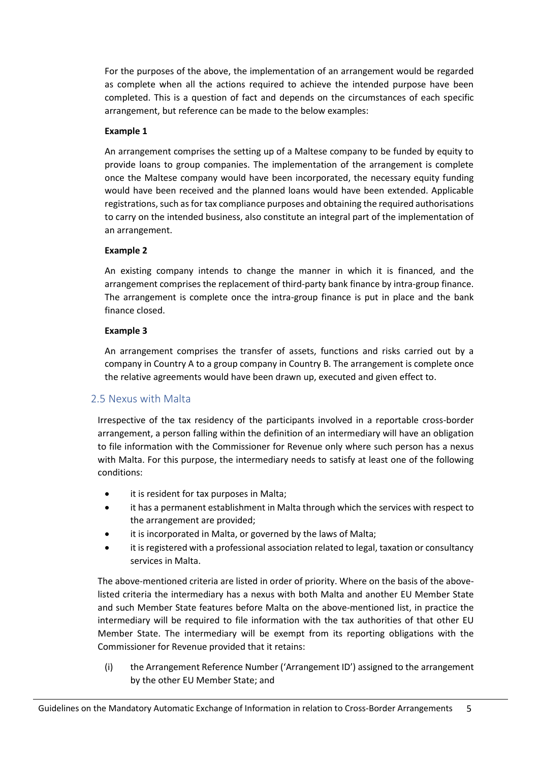For the purposes of the above, the implementation of an arrangement would be regarded as complete when all the actions required to achieve the intended purpose have been completed. This is a question of fact and depends on the circumstances of each specific arrangement, but reference can be made to the below examples:

**Example 1**

An arrangement comprises the setting up of a Maltese company to be funded by equity to provide loans to group companies. The implementation of the arrangement is complete once the Maltese company would have been incorporated, the necessary equity funding would have been received and the planned loans would have been extended. Applicable registrations, such as for tax compliance purposes and obtaining the required authorisations to carry on the intended business, also constitute an integral part of the implementation of an arrangement.

**Example 2**

An existing company intends to change the manner in which it is financed, and the arrangement comprises the replacement of third-party bank finance by intra-group finance. The arrangement is complete once the intra-group finance is put in place and the bank finance closed.

**Example 3**

An arrangement comprises the transfer of assets, functions and risks carried out by a company in Country A to a group company in Country B. The arrangement is complete once the relative agreements would have been drawn up, executed and given effect to.

## 2.5 Nexus with Malta

Irrespective of the tax residency of the participants involved in a reportable cross-border arrangement, a person falling within the definition of an intermediary will have an obligation to file information with the Commissioner for Revenue only where such person has a nexus with Malta. For this purpose, the intermediary needs to satisfy at least one of the following conditions:

- it is resident for tax purposes in Malta;
- it has a permanent establishment in Malta through which the services with respect to the arrangement are provided;
- it is incorporated in Malta, or governed by the laws of Malta;
- it is registered with a professional association related to legal, taxation or consultancy services in Malta.

The above-mentioned criteria are listed in order of priority. Where on the basis of the above-listed criteria the intermediary has a nexus with both Malta and another EU Member State and such Member State features before Malta on the above-mentioned list, in practice the intermediary will be required to file information with the tax authorities of that other EU Member State. The intermediary will be exempt from its reporting obligations with the Commissioner for Revenue provided that it retains:

(i) the Arrangement Reference Number ('Arrangement ID') assigned to the arrangement by the other EU Member State; and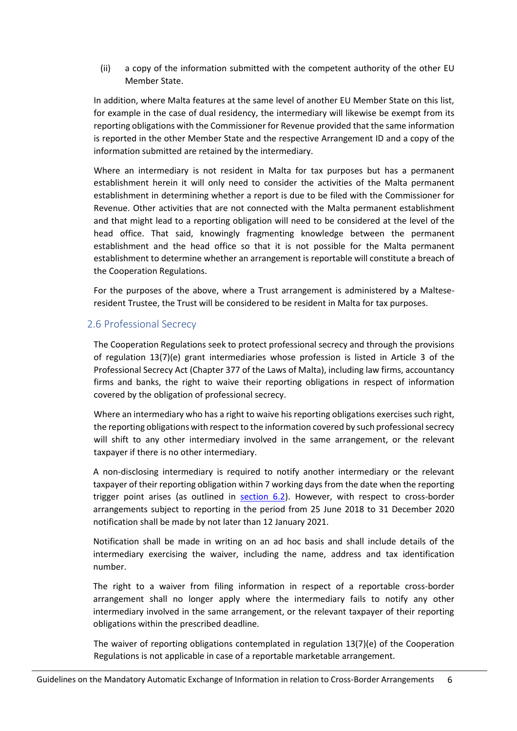(ii) a copy of the information submitted with the competent authority of the other EU Member State.

In addition, where Malta features at the same level of another EU Member State on this list, for example in the case of dual residency, the intermediary will likewise be exempt from its reporting obligations with the Commissioner for Revenue provided that the same information is reported in the other Member State and the respective Arrangement ID and a copy of the information submitted are retained by the intermediary.

Where an intermediary is not resident in Malta for tax purposes but has a permanent establishment herein it will only need to consider the activities of the Malta permanent establishment in determining whether a report is due to be filed with the Commissioner for Revenue. Other activities that are not connected with the Malta permanent establishment and that might lead to a reporting obligation will need to be considered at the level of the head office. That said, knowingly fragmenting knowledge between the permanent establishment and the head office so that it is not possible for the Malta permanent establishment to determine whether an arrangement is reportable will constitute a breach of the Cooperation Regulations.

For the purposes of the above, where a Trust arrangement is administered by a Maltese-resident Trustee, the Trust will be considered to be resident in Malta for tax purposes.

## 2.6 Professional Secrecy

The Cooperation Regulations seek to protect professional secrecy and through the provisions of regulation 13(7)(e) grant intermediaries whose profession is listed in Article 3 of the Professional Secrecy Act (Chapter 377 of the Laws of Malta), including law firms, accountancy firms and banks, the right to waive their reporting obligations in respect of information covered by the obligation of professional secrecy.

Where an intermediary who has a right to waive his reporting obligations exercises such right, the reporting obligations with respect to the information covered by such professional secrecy will shift to any other intermediary involved in the same arrangement, or the relevant taxpayer if there is no other intermediary.

A non-disclosing intermediary is required to notify another intermediary or the relevant taxpayer of their reporting obligation within 7 working days from the date when the reporting trigger point arises (as outlined in section 6.2). However, with respect to cross-border arrangements subject to reporting in the period from 25 June 2018 to 31 December 2020 notification shall be made by not later than 12 January 2021.

Notification shall be made in writing on an ad hoc basis and shall include details of the intermediary exercising the waiver, including the name, address and tax identification number.

The right to a waiver from filing information in respect of a reportable cross-border arrangement shall no longer apply where the intermediary fails to notify any other intermediary involved in the same arrangement, or the relevant taxpayer of their reporting obligations within the prescribed deadline.

The waiver of reporting obligations contemplated in regulation 13(7)(e) of the Cooperation Regulations is not applicable in case of a reportable marketable arrangement.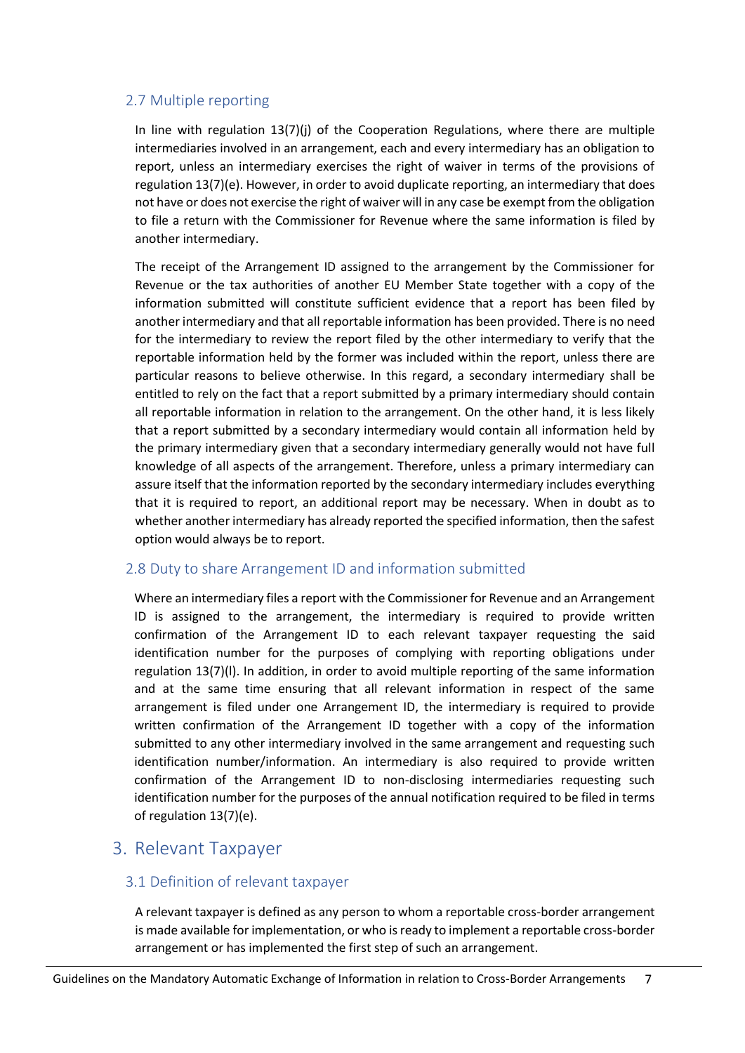### 2.7 Multiple reporting

In line with regulation 13(7)(j) of the Cooperation Regulations, where there are multiple intermediaries involved in an arrangement, each and every intermediary has an obligation to report, unless an intermediary exercises the right of waiver in terms of the provisions of regulation 13(7)(e). However, in order to avoid duplicate reporting, an intermediary that does not have or does not exercise the right of waiver will in any case be exempt from the obligation to file a return with the Commissioner for Revenue where the same information is filed by another intermediary.

The receipt of the Arrangement ID assigned to the arrangement by the Commissioner for Revenue or the tax authorities of another EU Member State together with a copy of the information submitted will constitute sufficient evidence that a report has been filed by another intermediary and that all reportable information has been provided. There is no need for the intermediary to review the report filed by the other intermediary to verify that the reportable information held by the former was included within the report, unless there are particular reasons to believe otherwise. In this regard, a secondary intermediary shall be entitled to rely on the fact that a report submitted by a primary intermediary should contain all reportable information in relation to the arrangement. On the other hand, it is less likely that a report submitted by a secondary intermediary would contain all information held by the primary intermediary given that a secondary intermediary generally would not have full knowledge of all aspects of the arrangement. Therefore, unless a primary intermediary can assure itself that the information reported by the secondary intermediary includes everything that it is required to report, an additional report may be necessary. When in doubt as to whether another intermediary has already reported the specified information, then the safest option would always be to report.

### 2.8 Duty to share Arrangement ID and information submitted

Where an intermediary files a report with the Commissioner for Revenue and an Arrangement ID is assigned to the arrangement, the intermediary is required to provide written confirmation of the Arrangement ID to each relevant taxpayer requesting the said identification number for the purposes of complying with reporting obligations under regulation 13(7)(l). In addition, in order to avoid multiple reporting of the same information and at the same time ensuring that all relevant information in respect of the same arrangement is filed under one Arrangement ID, the intermediary is required to provide written confirmation of the Arrangement ID together with a copy of the information submitted to any other intermediary involved in the same arrangement and requesting such identification number/information. An intermediary is also required to provide written confirmation of the Arrangement ID to non-disclosing intermediaries requesting such identification number for the purposes of the annual notification required to be filed in terms of regulation 13(7)(e).

## 3. Relevant Taxpayer

### 3.1 Definition of relevant taxpayer

A relevant taxpayer is defined as any person to whom a reportable cross-border arrangement is made available for implementation, or who is ready to implement a reportable cross-border arrangement or has implemented the first step of such an arrangement.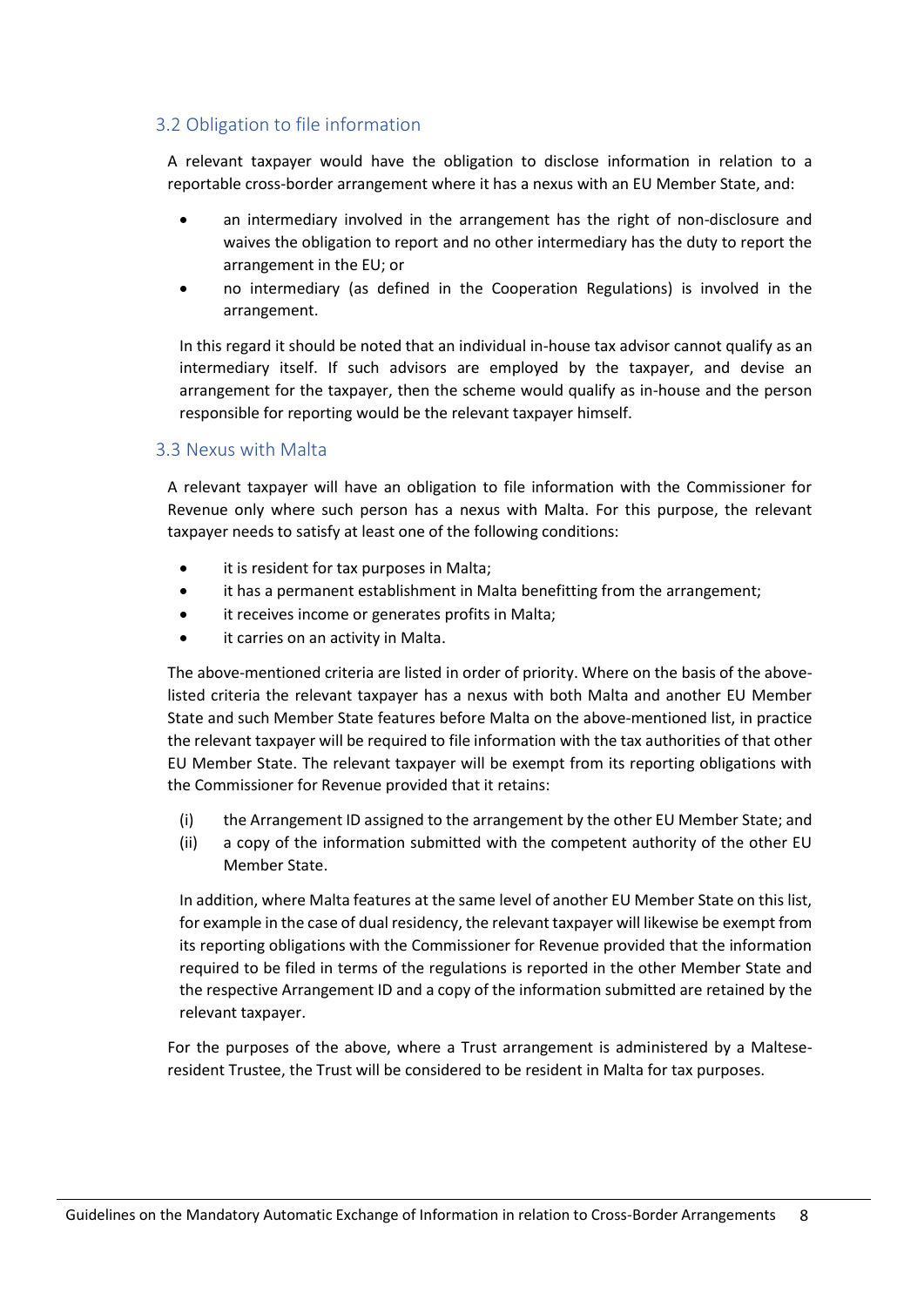## 3.2 Obligation to file information

A relevant taxpayer would have the obligation to disclose information in relation to a reportable cross-border arrangement where it has a nexus with an EU Member State, and:

- an intermediary involved in the arrangement has the right of non-disclosure and waives the obligation to report and no other intermediary has the duty to report the arrangement in the EU; or
- no intermediary (as defined in the Cooperation Regulations) is involved in the arrangement.

In this regard it should be noted that an individual in-house tax advisor cannot qualify as an intermediary itself. If such advisors are employed by the taxpayer, and devise an arrangement for the taxpayer, then the scheme would qualify as in-house and the person responsible for reporting would be the relevant taxpayer himself.

## 3.3 Nexus with Malta

A relevant taxpayer will have an obligation to file information with the Commissioner for Revenue only where such person has a nexus with Malta. For this purpose, the relevant taxpayer needs to satisfy at least one of the following conditions:

- it is resident for tax purposes in Malta;
- it has a permanent establishment in Malta benefitting from the arrangement;
- it receives income or generates profits in Malta;
- it carries on an activity in Malta.

The above-mentioned criteria are listed in order of priority. Where on the basis of the above-listed criteria the relevant taxpayer has a nexus with both Malta and another EU Member State and such Member State features before Malta on the above-mentioned list, in practice the relevant taxpayer will be required to file information with the tax authorities of that other EU Member State. The relevant taxpayer will be exempt from its reporting obligations with the Commissioner for Revenue provided that it retains:

(i) the Arrangement ID assigned to the arrangement by the other EU Member State; and
(ii) a copy of the information submitted with the competent authority of the other EU Member State.

In addition, where Malta features at the same level of another EU Member State on this list, for example in the case of dual residency, the relevant taxpayer will likewise be exempt from its reporting obligations with the Commissioner for Revenue provided that the information required to be filed in terms of the regulations is reported in the other Member State and the respective Arrangement ID and a copy of the information submitted are retained by the relevant taxpayer.

For the purposes of the above, where a Trust arrangement is administered by a Maltese-resident Trustee, the Trust will be considered to be resident in Malta for tax purposes.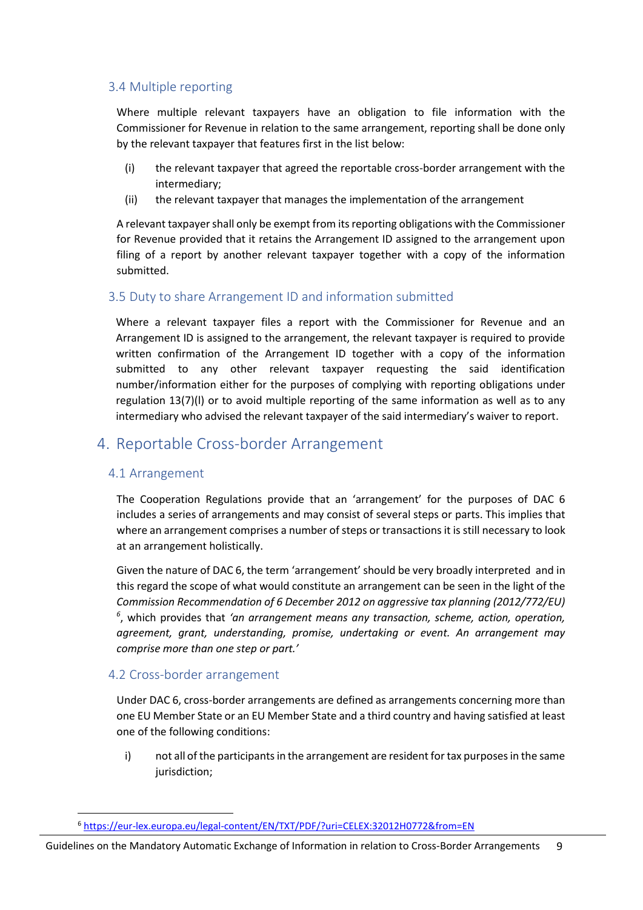### 3.4 Multiple reporting

Where multiple relevant taxpayers have an obligation to file information with the Commissioner for Revenue in relation to the same arrangement, reporting shall be done only by the relevant taxpayer that features first in the list below:

(i) the relevant taxpayer that agreed the reportable cross-border arrangement with the intermediary;

(ii) the relevant taxpayer that manages the implementation of the arrangement

A relevant taxpayer shall only be exempt from its reporting obligations with the Commissioner for Revenue provided that it retains the Arrangement ID assigned to the arrangement upon filing of a report by another relevant taxpayer together with a copy of the information submitted.

### 3.5 Duty to share Arrangement ID and information submitted

Where a relevant taxpayer files a report with the Commissioner for Revenue and an Arrangement ID is assigned to the arrangement, the relevant taxpayer is required to provide written confirmation of the Arrangement ID together with a copy of the information submitted to any other relevant taxpayer requesting the said identification number/information either for the purposes of complying with reporting obligations under regulation 13(7)(l) or to avoid multiple reporting of the same information as well as to any intermediary who advised the relevant taxpayer of the said intermediary's waiver to report.

## 4. Reportable Cross-border Arrangement

### 4.1 Arrangement

The Cooperation Regulations provide that an 'arrangement' for the purposes of DAC 6 includes a series of arrangements and may consist of several steps or parts. This implies that where an arrangement comprises a number of steps or transactions it is still necessary to look at an arrangement holistically.

Given the nature of DAC 6, the term 'arrangement' should be very broadly interpreted and in this regard the scope of what would constitute an arrangement can be seen in the light of the *Commission Recommendation of 6 December 2012 on aggressive tax planning (2012/772/EU)* [6], which provides that *'an arrangement means any transaction, scheme, action, operation, agreement, grant, understanding, promise, undertaking or event. An arrangement may comprise more than one step or part.'*

### 4.2 Cross-border arrangement

Under DAC 6, cross-border arrangements are defined as arrangements concerning more than one EU Member State or an EU Member State and a third country and having satisfied at least one of the following conditions:

i) not all of the participants in the arrangement are resident for tax purposes in the same jurisdiction;

[6] https://eur-lex.europa.eu/legal-content/EN/TXT/PDF/?uri=CELEX:32012H0772&from=EN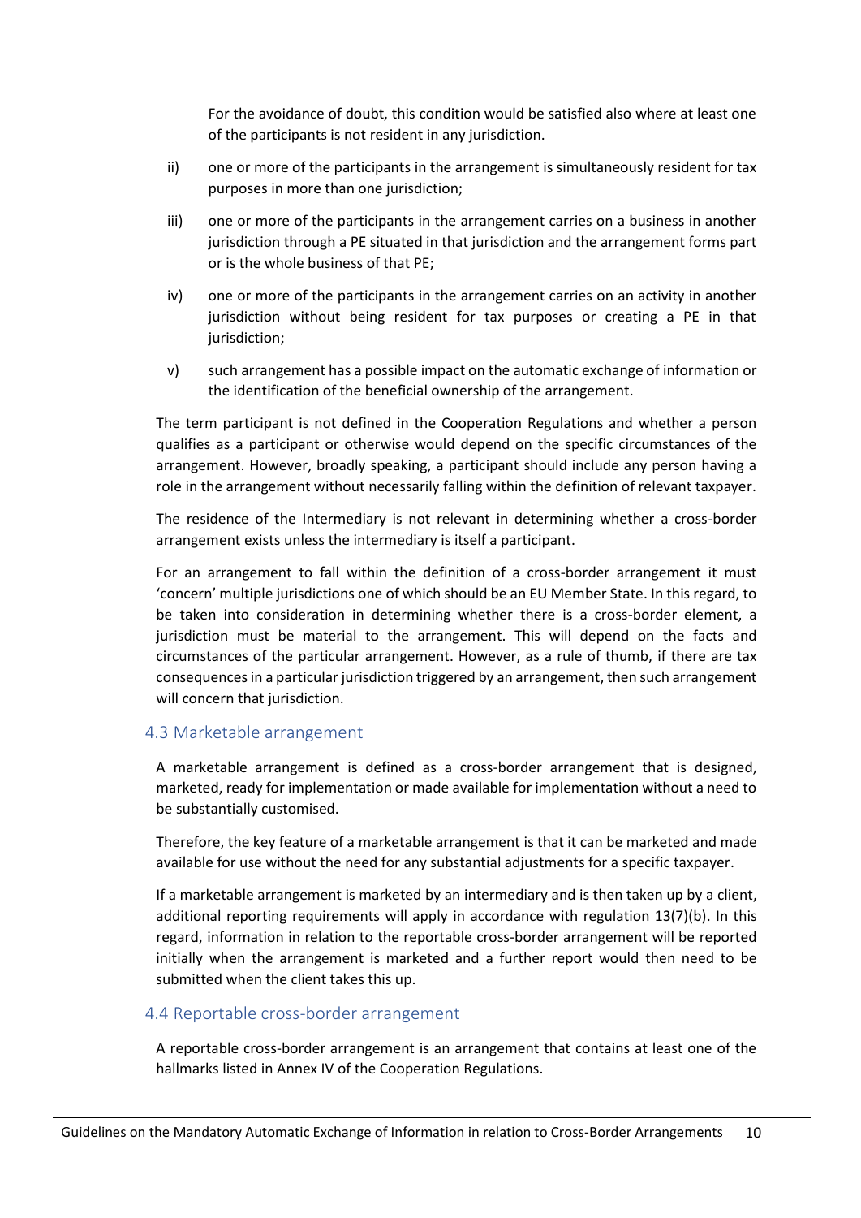For the avoidance of doubt, this condition would be satisfied also where at least one of the participants is not resident in any jurisdiction.

ii) one or more of the participants in the arrangement is simultaneously resident for tax purposes in more than one jurisdiction;

iii) one or more of the participants in the arrangement carries on a business in another jurisdiction through a PE situated in that jurisdiction and the arrangement forms part or is the whole business of that PE;

iv) one or more of the participants in the arrangement carries on an activity in another jurisdiction without being resident for tax purposes or creating a PE in that jurisdiction;

v) such arrangement has a possible impact on the automatic exchange of information or the identification of the beneficial ownership of the arrangement.

The term participant is not defined in the Cooperation Regulations and whether a person qualifies as a participant or otherwise would depend on the specific circumstances of the arrangement. However, broadly speaking, a participant should include any person having a role in the arrangement without necessarily falling within the definition of relevant taxpayer.

The residence of the Intermediary is not relevant in determining whether a cross-border arrangement exists unless the intermediary is itself a participant.

For an arrangement to fall within the definition of a cross-border arrangement it must 'concern' multiple jurisdictions one of which should be an EU Member State. In this regard, to be taken into consideration in determining whether there is a cross-border element, a jurisdiction must be material to the arrangement. This will depend on the facts and circumstances of the particular arrangement. However, as a rule of thumb, if there are tax consequences in a particular jurisdiction triggered by an arrangement, then such arrangement will concern that jurisdiction.

## 4.3 Marketable arrangement

A marketable arrangement is defined as a cross-border arrangement that is designed, marketed, ready for implementation or made available for implementation without a need to be substantially customised.

Therefore, the key feature of a marketable arrangement is that it can be marketed and made available for use without the need for any substantial adjustments for a specific taxpayer.

If a marketable arrangement is marketed by an intermediary and is then taken up by a client, additional reporting requirements will apply in accordance with regulation 13(7)(b). In this regard, information in relation to the reportable cross-border arrangement will be reported initially when the arrangement is marketed and a further report would then need to be submitted when the client takes this up.

## 4.4 Reportable cross-border arrangement

A reportable cross-border arrangement is an arrangement that contains at least one of the hallmarks listed in Annex IV of the Cooperation Regulations.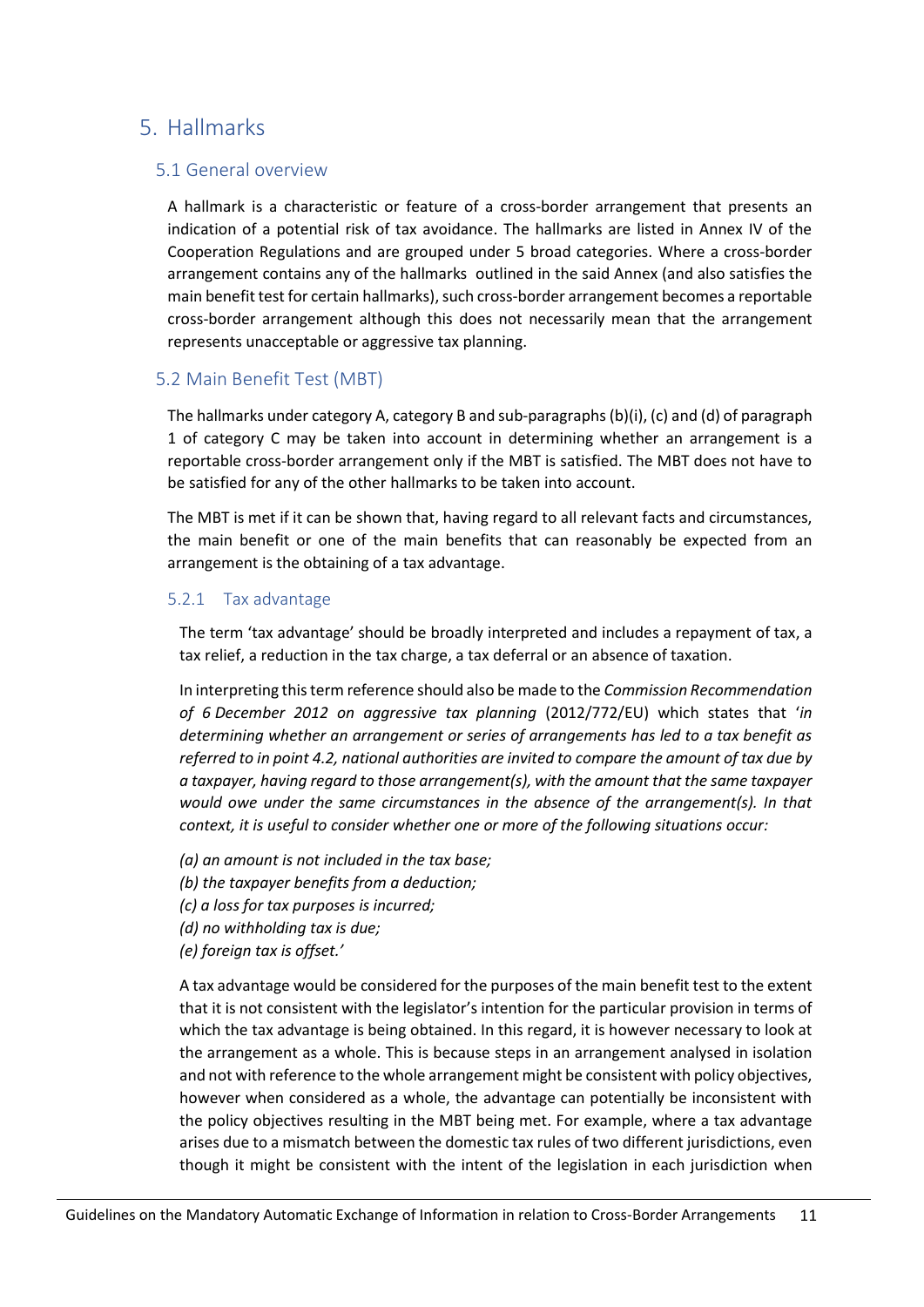# 5. Hallmarks

## 5.1 General overview

A hallmark is a characteristic or feature of a cross-border arrangement that presents an indication of a potential risk of tax avoidance. The hallmarks are listed in Annex IV of the Cooperation Regulations and are grouped under 5 broad categories. Where a cross-border arrangement contains any of the hallmarks outlined in the said Annex (and also satisfies the main benefit test for certain hallmarks), such cross-border arrangement becomes a reportable cross-border arrangement although this does not necessarily mean that the arrangement represents unacceptable or aggressive tax planning.

## 5.2 Main Benefit Test (MBT)

The hallmarks under category A, category B and sub-paragraphs (b)(i), (c) and (d) of paragraph 1 of category C may be taken into account in determining whether an arrangement is a reportable cross-border arrangement only if the MBT is satisfied. The MBT does not have to be satisfied for any of the other hallmarks to be taken into account.

The MBT is met if it can be shown that, having regard to all relevant facts and circumstances, the main benefit or one of the main benefits that can reasonably be expected from an arrangement is the obtaining of a tax advantage.

### 5.2.1 Tax advantage

The term 'tax advantage' should be broadly interpreted and includes a repayment of tax, a tax relief, a reduction in the tax charge, a tax deferral or an absence of taxation.

In interpreting this term reference should also be made to the *Commission Recommendation of 6 December 2012 on aggressive tax planning* (2012/772/EU) which states that '*in determining whether an arrangement or series of arrangements has led to a tax benefit as referred to in point 4.2, national authorities are invited to compare the amount of tax due by a taxpayer, having regard to those arrangement(s), with the amount that the same taxpayer would owe under the same circumstances in the absence of the arrangement(s). In that context, it is useful to consider whether one or more of the following situations occur:*

*(a) an amount is not included in the tax base;*
*(b) the taxpayer benefits from a deduction;*
*(c) a loss for tax purposes is incurred;*
*(d) no withholding tax is due;*
*(e) foreign tax is offset.'*

A tax advantage would be considered for the purposes of the main benefit test to the extent that it is not consistent with the legislator's intention for the particular provision in terms of which the tax advantage is being obtained. In this regard, it is however necessary to look at the arrangement as a whole. This is because steps in an arrangement analysed in isolation and not with reference to the whole arrangement might be consistent with policy objectives, however when considered as a whole, the advantage can potentially be inconsistent with the policy objectives resulting in the MBT being met. For example, where a tax advantage arises due to a mismatch between the domestic tax rules of two different jurisdictions, even though it might be consistent with the intent of the legislation in each jurisdiction when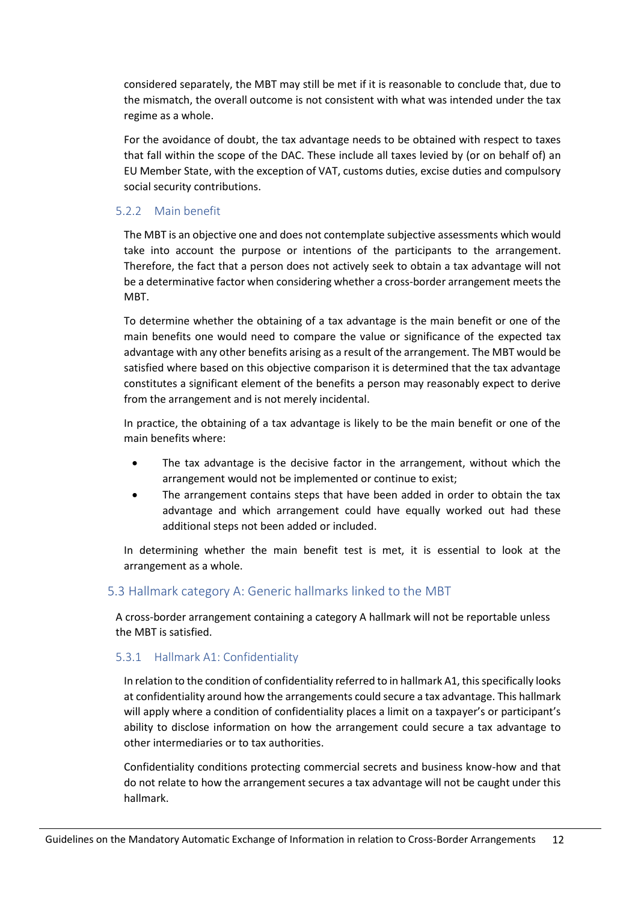considered separately, the MBT may still be met if it is reasonable to conclude that, due to the mismatch, the overall outcome is not consistent with what was intended under the tax regime as a whole.

For the avoidance of doubt, the tax advantage needs to be obtained with respect to taxes that fall within the scope of the DAC. These include all taxes levied by (or on behalf of) an EU Member State, with the exception of VAT, customs duties, excise duties and compulsory social security contributions.

### 5.2.2 Main benefit

The MBT is an objective one and does not contemplate subjective assessments which would take into account the purpose or intentions of the participants to the arrangement. Therefore, the fact that a person does not actively seek to obtain a tax advantage will not be a determinative factor when considering whether a cross-border arrangement meets the MBT.

To determine whether the obtaining of a tax advantage is the main benefit or one of the main benefits one would need to compare the value or significance of the expected tax advantage with any other benefits arising as a result of the arrangement. The MBT would be satisfied where based on this objective comparison it is determined that the tax advantage constitutes a significant element of the benefits a person may reasonably expect to derive from the arrangement and is not merely incidental.

In practice, the obtaining of a tax advantage is likely to be the main benefit or one of the main benefits where:

- The tax advantage is the decisive factor in the arrangement, without which the arrangement would not be implemented or continue to exist;
- The arrangement contains steps that have been added in order to obtain the tax advantage and which arrangement could have equally worked out had these additional steps not been added or included.

In determining whether the main benefit test is met, it is essential to look at the arrangement as a whole.

## 5.3 Hallmark category A: Generic hallmarks linked to the MBT

A cross-border arrangement containing a category A hallmark will not be reportable unless the MBT is satisfied.

### 5.3.1 Hallmark A1: Confidentiality

In relation to the condition of confidentiality referred to in hallmark A1, this specifically looks at confidentiality around how the arrangements could secure a tax advantage. This hallmark will apply where a condition of confidentiality places a limit on a taxpayer's or participant's ability to disclose information on how the arrangement could secure a tax advantage to other intermediaries or to tax authorities.

Confidentiality conditions protecting commercial secrets and business know-how and that do not relate to how the arrangement secures a tax advantage will not be caught under this hallmark.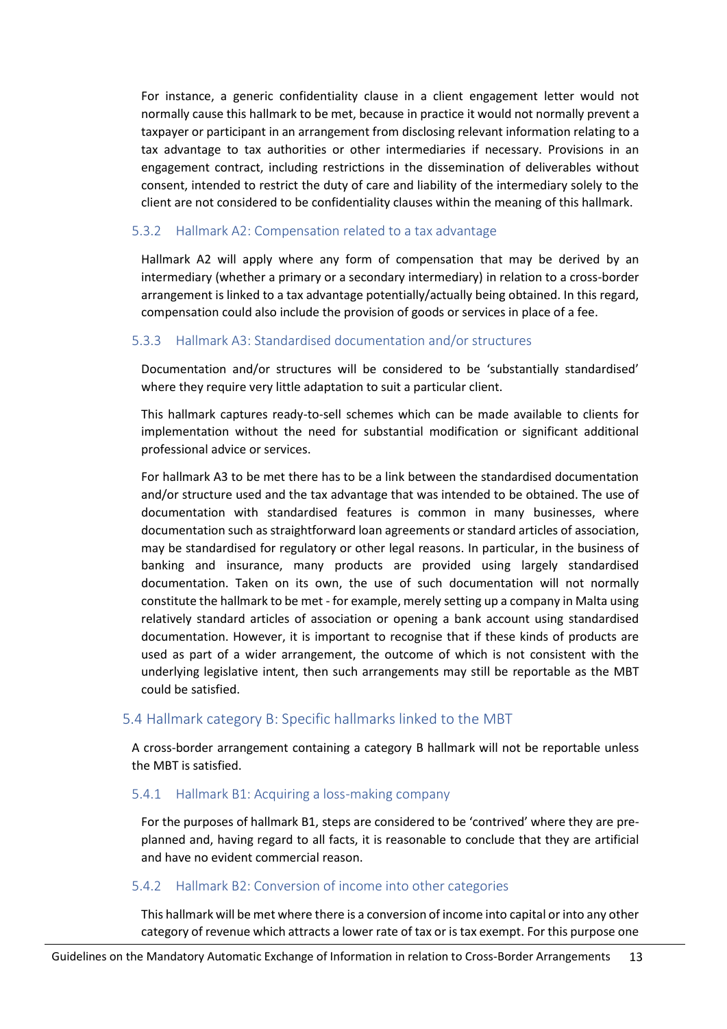For instance, a generic confidentiality clause in a client engagement letter would not normally cause this hallmark to be met, because in practice it would not normally prevent a taxpayer or participant in an arrangement from disclosing relevant information relating to a tax advantage to tax authorities or other intermediaries if necessary. Provisions in an engagement contract, including restrictions in the dissemination of deliverables without consent, intended to restrict the duty of care and liability of the intermediary solely to the client are not considered to be confidentiality clauses within the meaning of this hallmark.

### 5.3.2 Hallmark A2: Compensation related to a tax advantage

Hallmark A2 will apply where any form of compensation that may be derived by an intermediary (whether a primary or a secondary intermediary) in relation to a cross-border arrangement is linked to a tax advantage potentially/actually being obtained. In this regard, compensation could also include the provision of goods or services in place of a fee.

### 5.3.3 Hallmark A3: Standardised documentation and/or structures

Documentation and/or structures will be considered to be 'substantially standardised' where they require very little adaptation to suit a particular client.

This hallmark captures ready-to-sell schemes which can be made available to clients for implementation without the need for substantial modification or significant additional professional advice or services.

For hallmark A3 to be met there has to be a link between the standardised documentation and/or structure used and the tax advantage that was intended to be obtained. The use of documentation with standardised features is common in many businesses, where documentation such as straightforward loan agreements or standard articles of association, may be standardised for regulatory or other legal reasons. In particular, in the business of banking and insurance, many products are provided using largely standardised documentation. Taken on its own, the use of such documentation will not normally constitute the hallmark to be met - for example, merely setting up a company in Malta using relatively standard articles of association or opening a bank account using standardised documentation. However, it is important to recognise that if these kinds of products are used as part of a wider arrangement, the outcome of which is not consistent with the underlying legislative intent, then such arrangements may still be reportable as the MBT could be satisfied.

## 5.4 Hallmark category B: Specific hallmarks linked to the MBT

A cross-border arrangement containing a category B hallmark will not be reportable unless the MBT is satisfied.

### 5.4.1 Hallmark B1: Acquiring a loss-making company

For the purposes of hallmark B1, steps are considered to be 'contrived' where they are pre-planned and, having regard to all facts, it is reasonable to conclude that they are artificial and have no evident commercial reason.

### 5.4.2 Hallmark B2: Conversion of income into other categories

This hallmark will be met where there is a conversion of income into capital or into any other category of revenue which attracts a lower rate of tax or is tax exempt. For this purpose one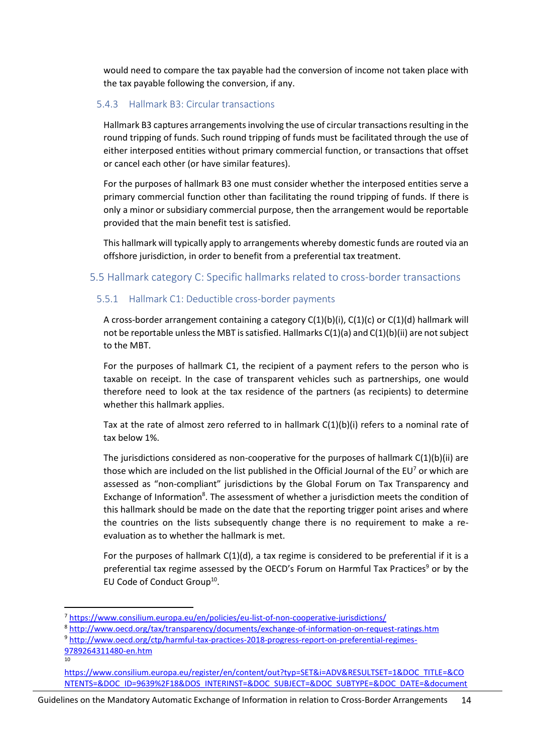would need to compare the tax payable had the conversion of income not taken place with the tax payable following the conversion, if any.

### 5.4.3 Hallmark B3: Circular transactions

Hallmark B3 captures arrangements involving the use of circular transactions resulting in the round tripping of funds. Such round tripping of funds must be facilitated through the use of either interposed entities without primary commercial function, or transactions that offset or cancel each other (or have similar features).

For the purposes of hallmark B3 one must consider whether the interposed entities serve a primary commercial function other than facilitating the round tripping of funds. If there is only a minor or subsidiary commercial purpose, then the arrangement would be reportable provided that the main benefit test is satisfied.

This hallmark will typically apply to arrangements whereby domestic funds are routed via an offshore jurisdiction, in order to benefit from a preferential tax treatment.

## 5.5 Hallmark category C: Specific hallmarks related to cross-border transactions

### 5.5.1 Hallmark C1: Deductible cross-border payments

A cross-border arrangement containing a category C(1)(b)(i), C(1)(c) or C(1)(d) hallmark will not be reportable unless the MBT is satisfied. Hallmarks C(1)(a) and C(1)(b)(ii) are not subject to the MBT.

For the purposes of hallmark C1, the recipient of a payment refers to the person who is taxable on receipt. In the case of transparent vehicles such as partnerships, one would therefore need to look at the tax residence of the partners (as recipients) to determine whether this hallmark applies.

Tax at the rate of almost zero referred to in hallmark C(1)(b)(i) refers to a nominal rate of tax below 1%.

The jurisdictions considered as non-cooperative for the purposes of hallmark C(1)(b)(ii) are those which are included on the list published in the Official Journal of the EU[7] or which are assessed as "non-compliant" jurisdictions by the Global Forum on Tax Transparency and Exchange of Information[8]. The assessment of whether a jurisdiction meets the condition of this hallmark should be made on the date that the reporting trigger point arises and where the countries on the lists subsequently change there is no requirement to make a re-evaluation as to whether the hallmark is met.

For the purposes of hallmark C(1)(d), a tax regime is considered to be preferential if it is a preferential tax regime assessed by the OECD's Forum on Harmful Tax Practices[9] or by the EU Code of Conduct Group[10].

---

[7] https://www.consilium.europa.eu/en/policies/eu-list-of-non-cooperative-jurisdictions/

[8] http://www.oecd.org/tax/transparency/documents/exchange-of-information-on-request-ratings.htm

[9] http://www.oecd.org/ctp/harmful-tax-practices-2018-progress-report-on-preferential-regimes-9789264311480-en.htm

[10] https://www.consilium.europa.eu/register/en/content/out?typ=SET&i=ADV&RESULTSET=1&DOC_TITLE=&CONTENTS=&DOC_ID=9639%2F18&DOS_INTERINST=&DOC_SUBJECT=&DOC_SUBTYPE=&DOC_DATE=&document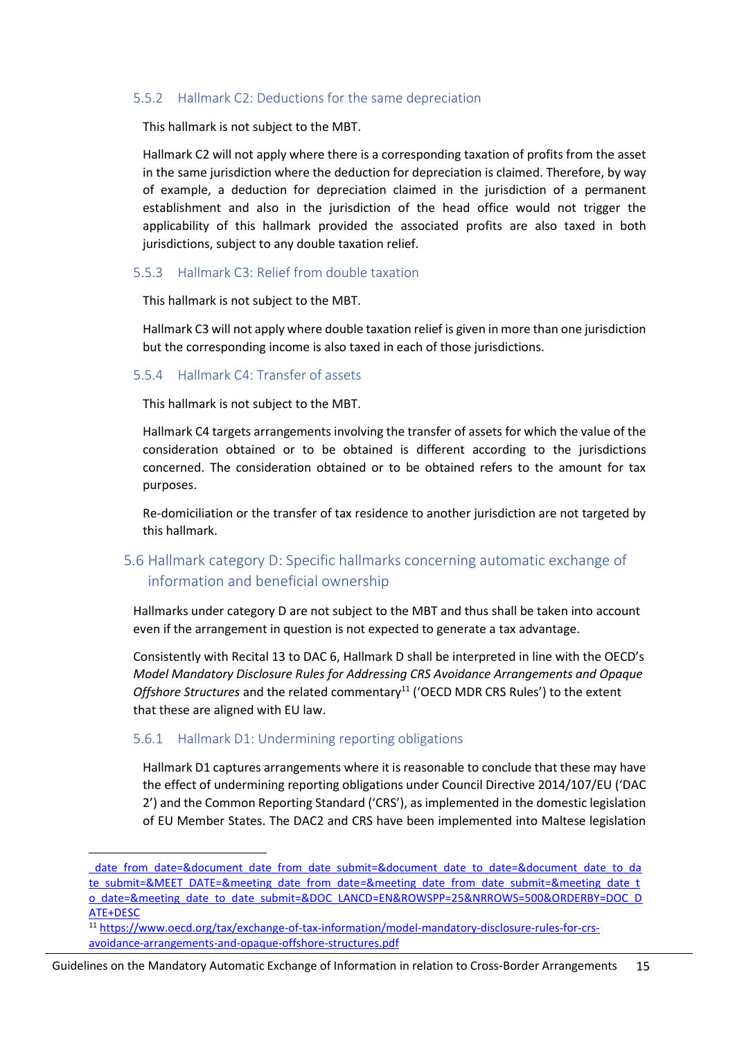### 5.5.2 Hallmark C2: Deductions for the same depreciation

This hallmark is not subject to the MBT.

Hallmark C2 will not apply where there is a corresponding taxation of profits from the asset in the same jurisdiction where the deduction for depreciation is claimed. Therefore, by way of example, a deduction for depreciation claimed in the jurisdiction of a permanent establishment and also in the jurisdiction of the head office would not trigger the applicability of this hallmark provided the associated profits are also taxed in both jurisdictions, subject to any double taxation relief.

### 5.5.3 Hallmark C3: Relief from double taxation

This hallmark is not subject to the MBT.

Hallmark C3 will not apply where double taxation relief is given in more than one jurisdiction but the corresponding income is also taxed in each of those jurisdictions.

### 5.5.4 Hallmark C4: Transfer of assets

This hallmark is not subject to the MBT.

Hallmark C4 targets arrangements involving the transfer of assets for which the value of the consideration obtained or to be obtained is different according to the jurisdictions concerned. The consideration obtained or to be obtained refers to the amount for tax purposes.

Re-domiciliation or the transfer of tax residence to another jurisdiction are not targeted by this hallmark.

## 5.6 Hallmark category D: Specific hallmarks concerning automatic exchange of information and beneficial ownership

Hallmarks under category D are not subject to the MBT and thus shall be taken into account even if the arrangement in question is not expected to generate a tax advantage.

Consistently with Recital 13 to DAC 6, Hallmark D shall be interpreted in line with the OECD's *Model Mandatory Disclosure Rules for Addressing CRS Avoidance Arrangements and Opaque Offshore Structures* and the related commentary[11] ('OECD MDR CRS Rules') to the extent that these are aligned with EU law.

### 5.6.1 Hallmark D1: Undermining reporting obligations

Hallmark D1 captures arrangements where it is reasonable to conclude that these may have the effect of undermining reporting obligations under Council Directive 2014/107/EU ('DAC 2') and the Common Reporting Standard ('CRS'), as implemented in the domestic legislation of EU Member States. The DAC2 and CRS have been implemented into Maltese legislation

---

_date_from_date=&document_date_from_date_submit=&document_date_to_date=&document_date_to_date_submit=&MEET_DATE=&meeting_date_from_date=&meeting_date_from_date_submit=&meeting_date_to_date=&meeting_date_to_date_submit=&DOC_LANCD=EN&ROWSPP=25&NRROWS=500&ORDERBY=DOC_DATE+DESC

[11] https://www.oecd.org/tax/exchange-of-tax-information/model-mandatory-disclosure-rules-for-crs-avoidance-arrangements-and-opaque-offshore-structures.pdf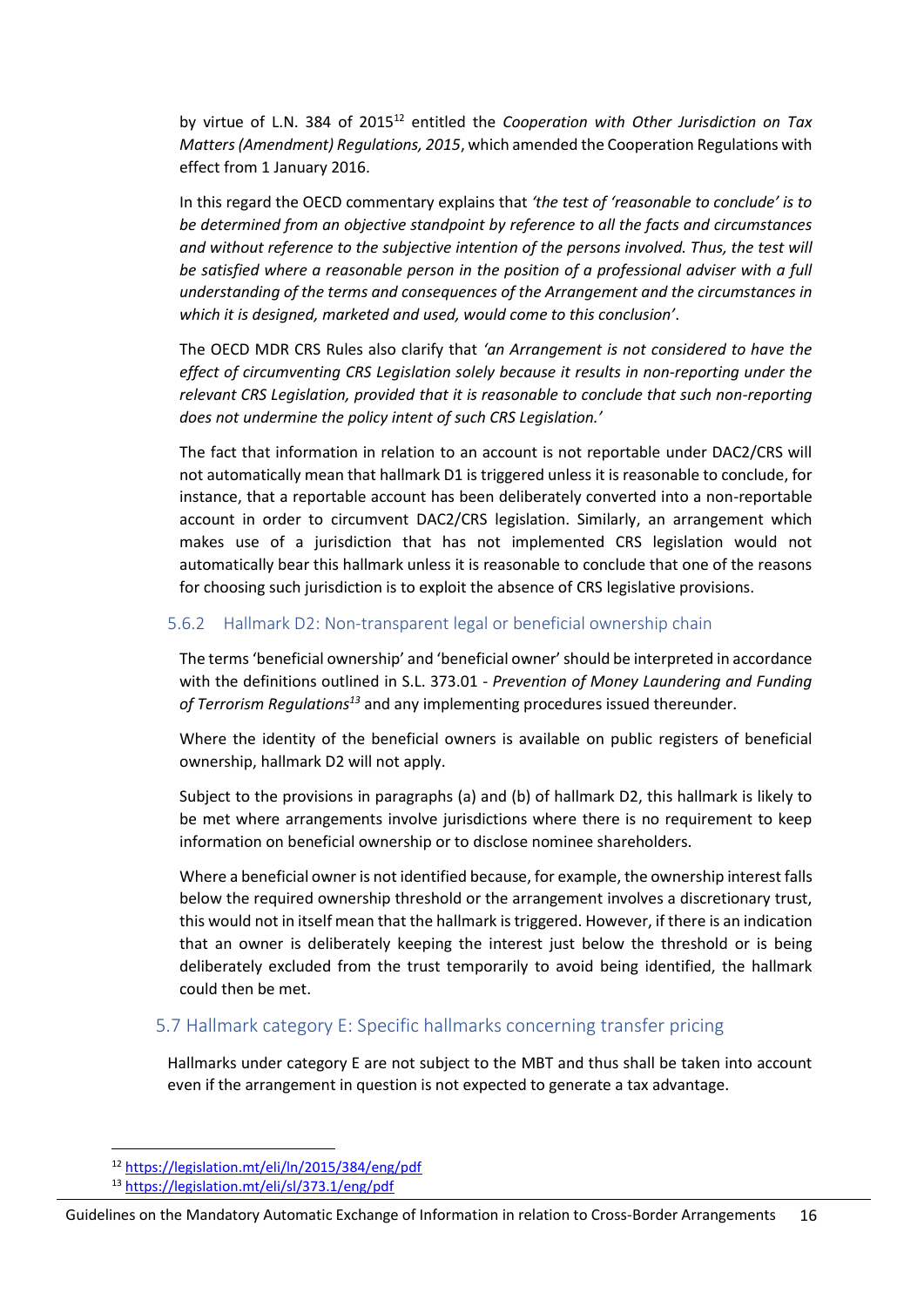by virtue of L.N. 384 of 2015[12] entitled the *Cooperation with Other Jurisdiction on Tax Matters (Amendment) Regulations, 2015*, which amended the Cooperation Regulations with effect from 1 January 2016.

In this regard the OECD commentary explains that *'the test of 'reasonable to conclude' is to be determined from an objective standpoint by reference to all the facts and circumstances and without reference to the subjective intention of the persons involved. Thus, the test will be satisfied where a reasonable person in the position of a professional adviser with a full understanding of the terms and consequences of the Arrangement and the circumstances in which it is designed, marketed and used, would come to this conclusion'*.

The OECD MDR CRS Rules also clarify that *'an Arrangement is not considered to have the effect of circumventing CRS Legislation solely because it results in non-reporting under the relevant CRS Legislation, provided that it is reasonable to conclude that such non-reporting does not undermine the policy intent of such CRS Legislation.'*

The fact that information in relation to an account is not reportable under DAC2/CRS will not automatically mean that hallmark D1 is triggered unless it is reasonable to conclude, for instance, that a reportable account has been deliberately converted into a non-reportable account in order to circumvent DAC2/CRS legislation. Similarly, an arrangement which makes use of a jurisdiction that has not implemented CRS legislation would not automatically bear this hallmark unless it is reasonable to conclude that one of the reasons for choosing such jurisdiction is to exploit the absence of CRS legislative provisions.

### 5.6.2 Hallmark D2: Non-transparent legal or beneficial ownership chain

The terms 'beneficial ownership' and 'beneficial owner' should be interpreted in accordance with the definitions outlined in S.L. 373.01 - *Prevention of Money Laundering and Funding of Terrorism Regulations*[13] and any implementing procedures issued thereunder.

Where the identity of the beneficial owners is available on public registers of beneficial ownership, hallmark D2 will not apply.

Subject to the provisions in paragraphs (a) and (b) of hallmark D2, this hallmark is likely to be met where arrangements involve jurisdictions where there is no requirement to keep information on beneficial ownership or to disclose nominee shareholders.

Where a beneficial owner is not identified because, for example, the ownership interest falls below the required ownership threshold or the arrangement involves a discretionary trust, this would not in itself mean that the hallmark is triggered. However, if there is an indication that an owner is deliberately keeping the interest just below the threshold or is being deliberately excluded from the trust temporarily to avoid being identified, the hallmark could then be met.

## 5.7 Hallmark category E: Specific hallmarks concerning transfer pricing

Hallmarks under category E are not subject to the MBT and thus shall be taken into account even if the arrangement in question is not expected to generate a tax advantage.

---

[12] https://legislation.mt/eli/ln/2015/384/eng/pdf

[13] https://legislation.mt/eli/sl/373.1/eng/pdf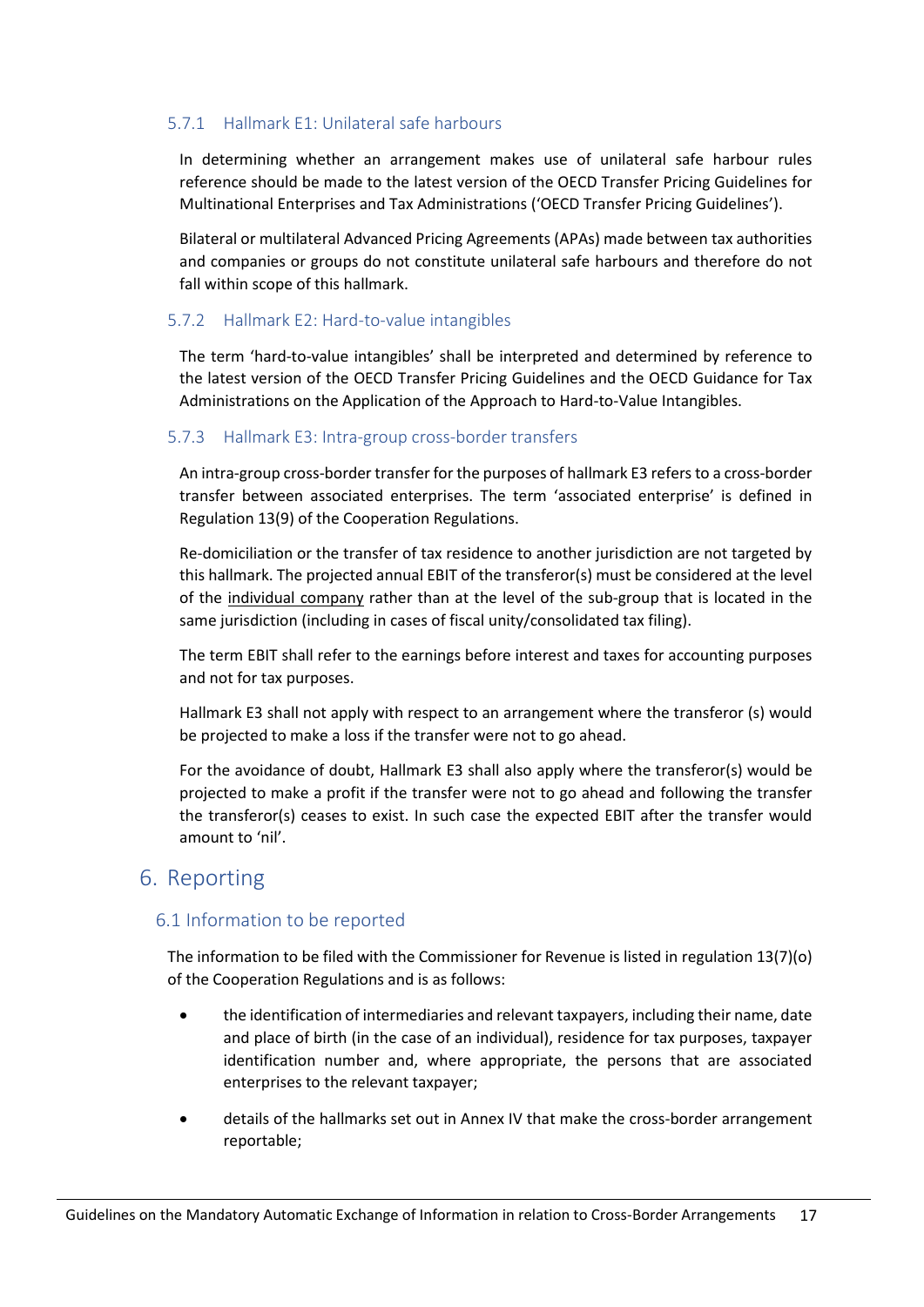### 5.7.1 Hallmark E1: Unilateral safe harbours

In determining whether an arrangement makes use of unilateral safe harbour rules reference should be made to the latest version of the OECD Transfer Pricing Guidelines for Multinational Enterprises and Tax Administrations ('OECD Transfer Pricing Guidelines').

Bilateral or multilateral Advanced Pricing Agreements (APAs) made between tax authorities and companies or groups do not constitute unilateral safe harbours and therefore do not fall within scope of this hallmark.

### 5.7.2 Hallmark E2: Hard-to-value intangibles

The term 'hard-to-value intangibles' shall be interpreted and determined by reference to the latest version of the OECD Transfer Pricing Guidelines and the OECD Guidance for Tax Administrations on the Application of the Approach to Hard-to-Value Intangibles.

### 5.7.3 Hallmark E3: Intra-group cross-border transfers

An intra-group cross-border transfer for the purposes of hallmark E3 refers to a cross-border transfer between associated enterprises. The term 'associated enterprise' is defined in Regulation 13(9) of the Cooperation Regulations.

Re-domiciliation or the transfer of tax residence to another jurisdiction are not targeted by this hallmark. The projected annual EBIT of the transferor(s) must be considered at the level of the <u>individual company</u> rather than at the level of the sub-group that is located in the same jurisdiction (including in cases of fiscal unity/consolidated tax filing).

The term EBIT shall refer to the earnings before interest and taxes for accounting purposes and not for tax purposes.

Hallmark E3 shall not apply with respect to an arrangement where the transferor (s) would be projected to make a loss if the transfer were not to go ahead.

For the avoidance of doubt, Hallmark E3 shall also apply where the transferor(s) would be projected to make a profit if the transfer were not to go ahead and following the transfer the transferor(s) ceases to exist. In such case the expected EBIT after the transfer would amount to 'nil'.

# 6. Reporting

## 6.1 Information to be reported

The information to be filed with the Commissioner for Revenue is listed in regulation 13(7)(o) of the Cooperation Regulations and is as follows:

- the identification of intermediaries and relevant taxpayers, including their name, date and place of birth (in the case of an individual), residence for tax purposes, taxpayer identification number and, where appropriate, the persons that are associated enterprises to the relevant taxpayer;
- details of the hallmarks set out in Annex IV that make the cross-border arrangement reportable;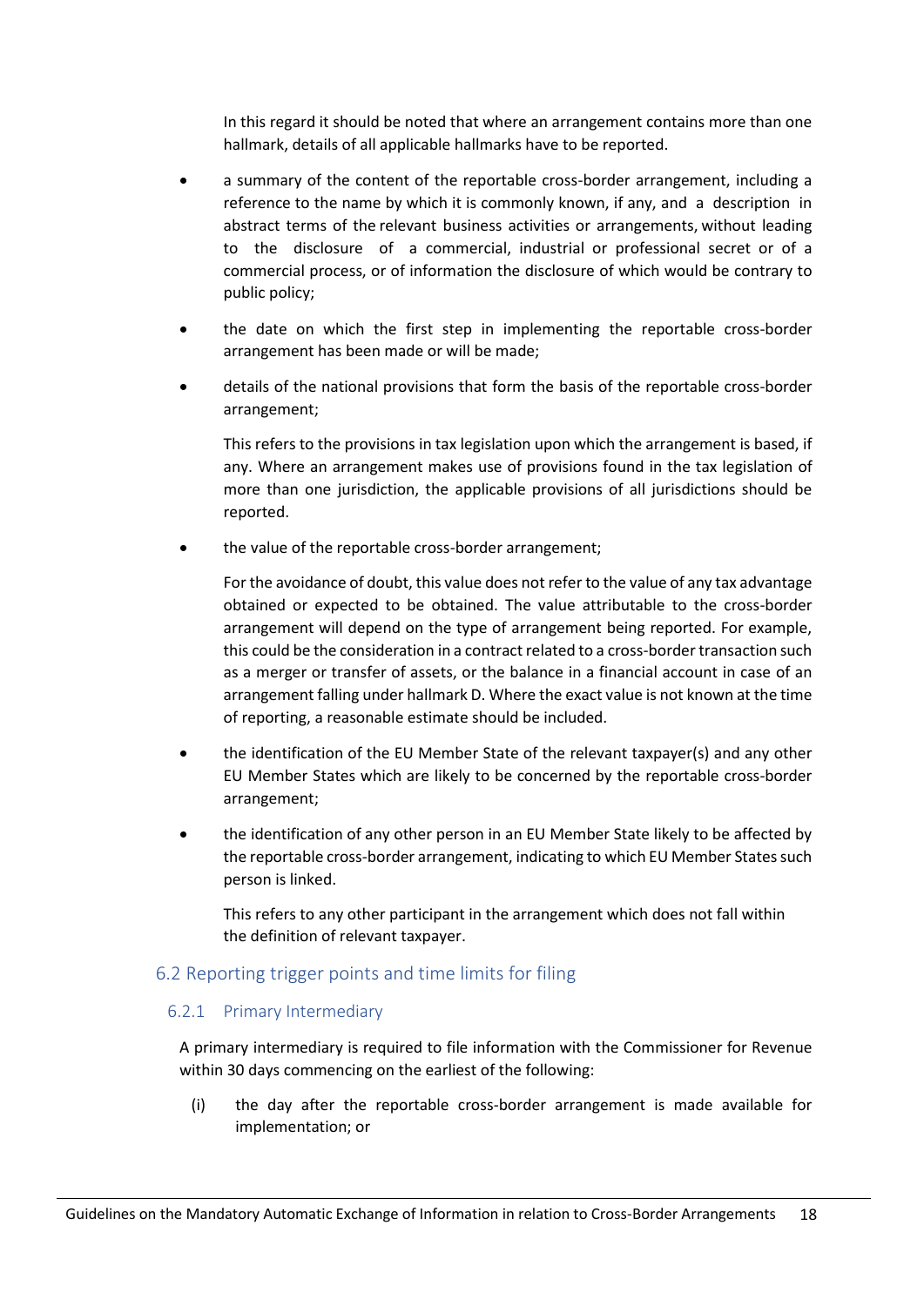In this regard it should be noted that where an arrangement contains more than one hallmark, details of all applicable hallmarks have to be reported.

- a summary of the content of the reportable cross-border arrangement, including a reference to the name by which it is commonly known, if any, and a description in abstract terms of the relevant business activities or arrangements, without leading to the disclosure of a commercial, industrial or professional secret or of a commercial process, or of information the disclosure of which would be contrary to public policy;
- the date on which the first step in implementing the reportable cross-border arrangement has been made or will be made;
- details of the national provisions that form the basis of the reportable cross-border arrangement;

  This refers to the provisions in tax legislation upon which the arrangement is based, if any. Where an arrangement makes use of provisions found in the tax legislation of more than one jurisdiction, the applicable provisions of all jurisdictions should be reported.
- the value of the reportable cross-border arrangement;

  For the avoidance of doubt, this value does not refer to the value of any tax advantage obtained or expected to be obtained. The value attributable to the cross-border arrangement will depend on the type of arrangement being reported. For example, this could be the consideration in a contract related to a cross-border transaction such as a merger or transfer of assets, or the balance in a financial account in case of an arrangement falling under hallmark D. Where the exact value is not known at the time of reporting, a reasonable estimate should be included.
- the identification of the EU Member State of the relevant taxpayer(s) and any other EU Member States which are likely to be concerned by the reportable cross-border arrangement;
- the identification of any other person in an EU Member State likely to be affected by the reportable cross-border arrangement, indicating to which EU Member States such person is linked.

  This refers to any other participant in the arrangement which does not fall within the definition of relevant taxpayer.

## 6.2 Reporting trigger points and time limits for filing

### 6.2.1 Primary Intermediary

A primary intermediary is required to file information with the Commissioner for Revenue within 30 days commencing on the earliest of the following:

(i) the day after the reportable cross-border arrangement is made available for implementation; or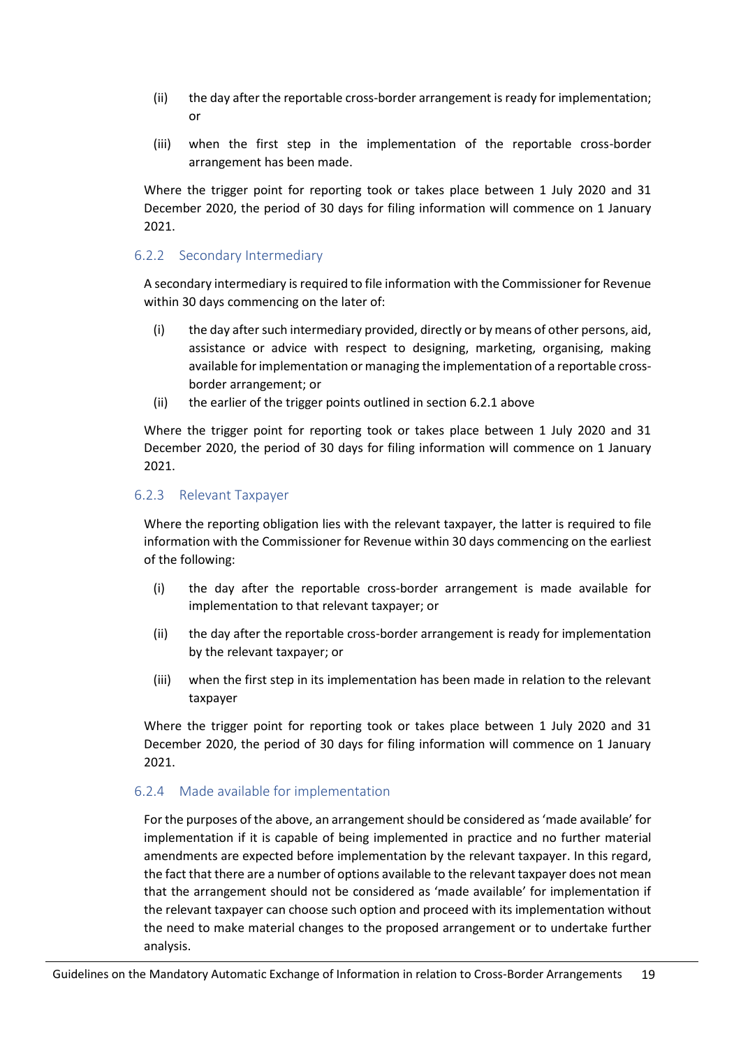(ii) the day after the reportable cross-border arrangement is ready for implementation; or

(iii) when the first step in the implementation of the reportable cross-border arrangement has been made.

Where the trigger point for reporting took or takes place between 1 July 2020 and 31 December 2020, the period of 30 days for filing information will commence on 1 January 2021.

### 6.2.2 Secondary Intermediary

A secondary intermediary is required to file information with the Commissioner for Revenue within 30 days commencing on the later of:

(i) the day after such intermediary provided, directly or by means of other persons, aid, assistance or advice with respect to designing, marketing, organising, making available for implementation or managing the implementation of a reportable cross-border arrangement; or

(ii) the earlier of the trigger points outlined in section 6.2.1 above

Where the trigger point for reporting took or takes place between 1 July 2020 and 31 December 2020, the period of 30 days for filing information will commence on 1 January 2021.

### 6.2.3 Relevant Taxpayer

Where the reporting obligation lies with the relevant taxpayer, the latter is required to file information with the Commissioner for Revenue within 30 days commencing on the earliest of the following:

(i) the day after the reportable cross-border arrangement is made available for implementation to that relevant taxpayer; or

(ii) the day after the reportable cross-border arrangement is ready for implementation by the relevant taxpayer; or

(iii) when the first step in its implementation has been made in relation to the relevant taxpayer

Where the trigger point for reporting took or takes place between 1 July 2020 and 31 December 2020, the period of 30 days for filing information will commence on 1 January 2021.

### 6.2.4 Made available for implementation

For the purposes of the above, an arrangement should be considered as 'made available' for implementation if it is capable of being implemented in practice and no further material amendments are expected before implementation by the relevant taxpayer. In this regard, the fact that there are a number of options available to the relevant taxpayer does not mean that the arrangement should not be considered as 'made available' for implementation if the relevant taxpayer can choose such option and proceed with its implementation without the need to make material changes to the proposed arrangement or to undertake further analysis.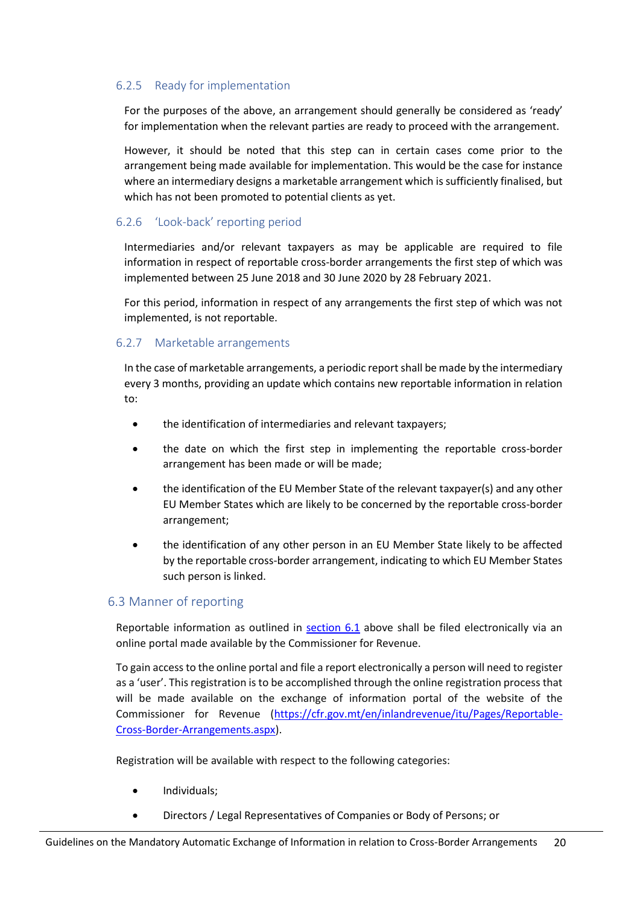### 6.2.5 Ready for implementation

For the purposes of the above, an arrangement should generally be considered as 'ready' for implementation when the relevant parties are ready to proceed with the arrangement.

However, it should be noted that this step can in certain cases come prior to the arrangement being made available for implementation. This would be the case for instance where an intermediary designs a marketable arrangement which is sufficiently finalised, but which has not been promoted to potential clients as yet.

### 6.2.6 'Look-back' reporting period

Intermediaries and/or relevant taxpayers as may be applicable are required to file information in respect of reportable cross-border arrangements the first step of which was implemented between 25 June 2018 and 30 June 2020 by 28 February 2021.

For this period, information in respect of any arrangements the first step of which was not implemented, is not reportable.

### 6.2.7 Marketable arrangements

In the case of marketable arrangements, a periodic report shall be made by the intermediary every 3 months, providing an update which contains new reportable information in relation to:

- the identification of intermediaries and relevant taxpayers;
- the date on which the first step in implementing the reportable cross-border arrangement has been made or will be made;
- the identification of the EU Member State of the relevant taxpayer(s) and any other EU Member States which are likely to be concerned by the reportable cross-border arrangement;
- the identification of any other person in an EU Member State likely to be affected by the reportable cross-border arrangement, indicating to which EU Member States such person is linked.

## 6.3 Manner of reporting

Reportable information as outlined in [section 6.1](#) above shall be filed electronically via an online portal made available by the Commissioner for Revenue.

To gain access to the online portal and file a report electronically a person will need to register as a 'user'. This registration is to be accomplished through the online registration process that will be made available on the exchange of information portal of the website of the Commissioner for Revenue (https://cfr.gov.mt/en/inlandrevenue/itu/Pages/Reportable-Cross-Border-Arrangements.aspx).

Registration will be available with respect to the following categories:

- Individuals;
- Directors / Legal Representatives of Companies or Body of Persons; or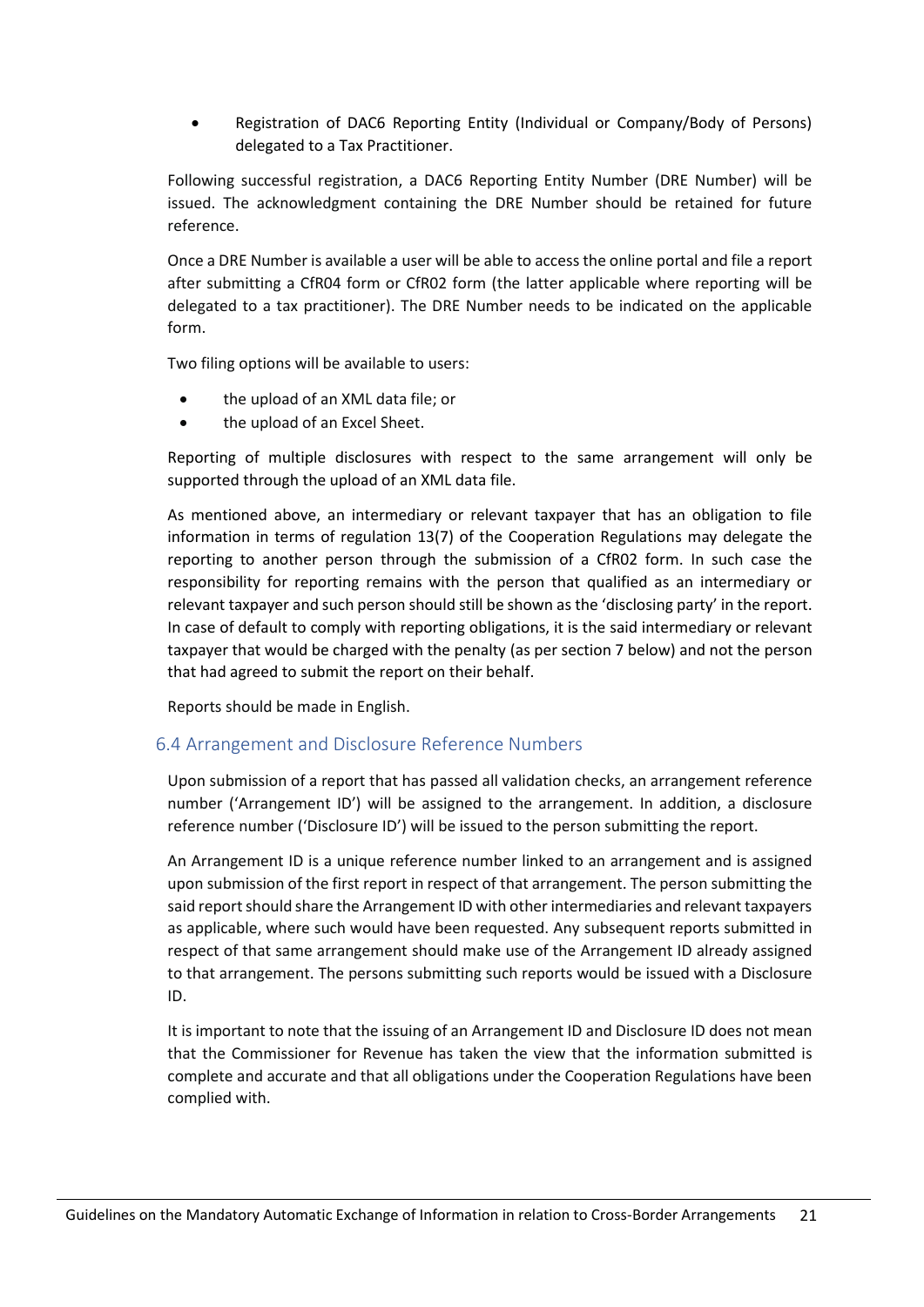- Registration of DAC6 Reporting Entity (Individual or Company/Body of Persons) delegated to a Tax Practitioner.

Following successful registration, a DAC6 Reporting Entity Number (DRE Number) will be issued. The acknowledgment containing the DRE Number should be retained for future reference.

Once a DRE Number is available a user will be able to access the online portal and file a report after submitting a CfR04 form or CfR02 form (the latter applicable where reporting will be delegated to a tax practitioner). The DRE Number needs to be indicated on the applicable form.

Two filing options will be available to users:

- the upload of an XML data file; or
- the upload of an Excel Sheet.

Reporting of multiple disclosures with respect to the same arrangement will only be supported through the upload of an XML data file.

As mentioned above, an intermediary or relevant taxpayer that has an obligation to file information in terms of regulation 13(7) of the Cooperation Regulations may delegate the reporting to another person through the submission of a CfR02 form. In such case the responsibility for reporting remains with the person that qualified as an intermediary or relevant taxpayer and such person should still be shown as the 'disclosing party' in the report. In case of default to comply with reporting obligations, it is the said intermediary or relevant taxpayer that would be charged with the penalty (as per section 7 below) and not the person that had agreed to submit the report on their behalf.

Reports should be made in English.

## 6.4 Arrangement and Disclosure Reference Numbers

Upon submission of a report that has passed all validation checks, an arrangement reference number ('Arrangement ID') will be assigned to the arrangement. In addition, a disclosure reference number ('Disclosure ID') will be issued to the person submitting the report.

An Arrangement ID is a unique reference number linked to an arrangement and is assigned upon submission of the first report in respect of that arrangement. The person submitting the said report should share the Arrangement ID with other intermediaries and relevant taxpayers as applicable, where such would have been requested. Any subsequent reports submitted in respect of that same arrangement should make use of the Arrangement ID already assigned to that arrangement. The persons submitting such reports would be issued with a Disclosure ID.

It is important to note that the issuing of an Arrangement ID and Disclosure ID does not mean that the Commissioner for Revenue has taken the view that the information submitted is complete and accurate and that all obligations under the Cooperation Regulations have been complied with.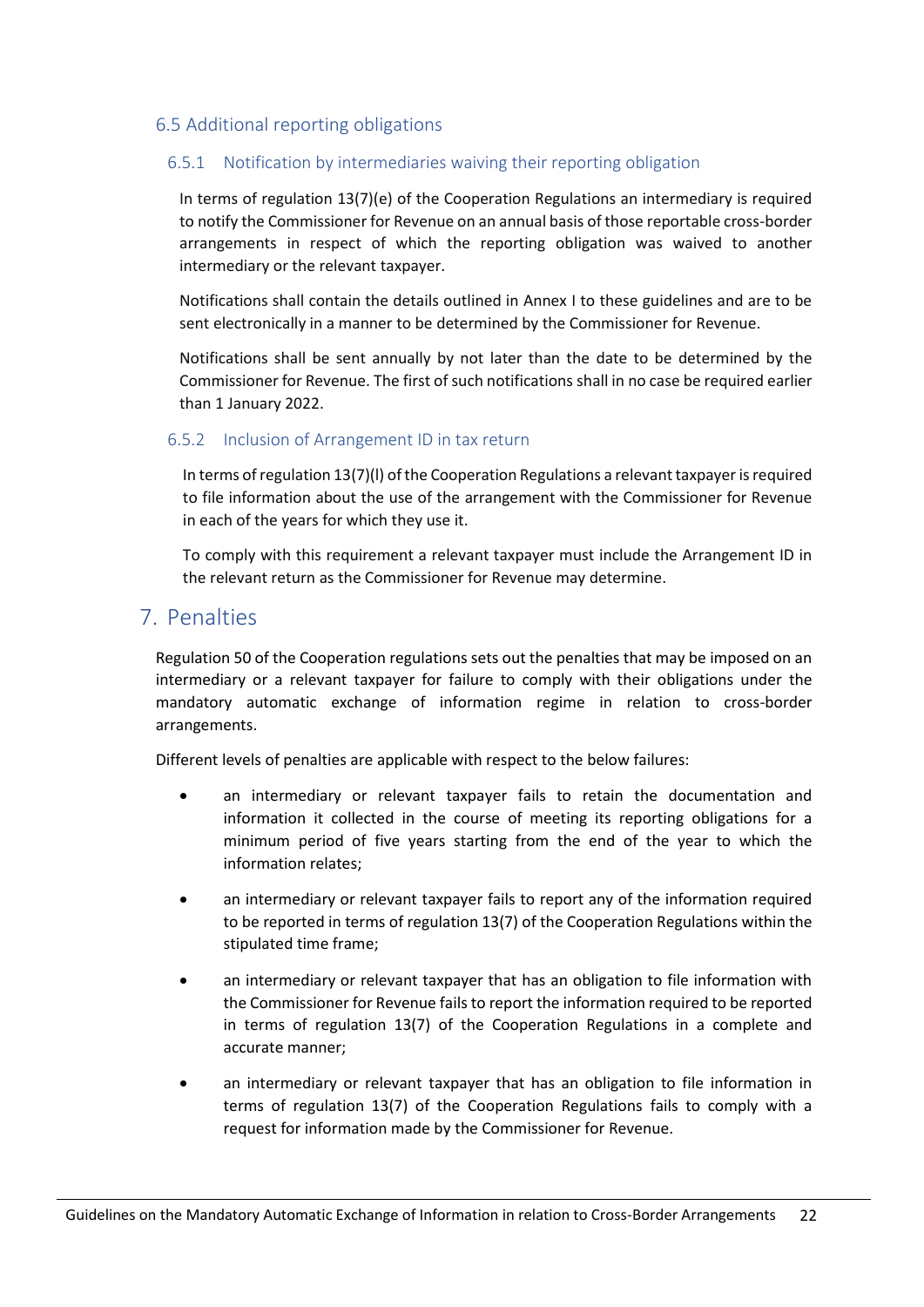## 6.5 Additional reporting obligations

### 6.5.1 Notification by intermediaries waiving their reporting obligation

In terms of regulation 13(7)(e) of the Cooperation Regulations an intermediary is required to notify the Commissioner for Revenue on an annual basis of those reportable cross-border arrangements in respect of which the reporting obligation was waived to another intermediary or the relevant taxpayer.

Notifications shall contain the details outlined in Annex I to these guidelines and are to be sent electronically in a manner to be determined by the Commissioner for Revenue.

Notifications shall be sent annually by not later than the date to be determined by the Commissioner for Revenue. The first of such notifications shall in no case be required earlier than 1 January 2022.

### 6.5.2 Inclusion of Arrangement ID in tax return

In terms of regulation 13(7)(l) of the Cooperation Regulations a relevant taxpayer is required to file information about the use of the arrangement with the Commissioner for Revenue in each of the years for which they use it.

To comply with this requirement a relevant taxpayer must include the Arrangement ID in the relevant return as the Commissioner for Revenue may determine.

# 7. Penalties

Regulation 50 of the Cooperation regulations sets out the penalties that may be imposed on an intermediary or a relevant taxpayer for failure to comply with their obligations under the mandatory automatic exchange of information regime in relation to cross-border arrangements.

Different levels of penalties are applicable with respect to the below failures:

- an intermediary or relevant taxpayer fails to retain the documentation and information it collected in the course of meeting its reporting obligations for a minimum period of five years starting from the end of the year to which the information relates;
- an intermediary or relevant taxpayer fails to report any of the information required to be reported in terms of regulation 13(7) of the Cooperation Regulations within the stipulated time frame;
- an intermediary or relevant taxpayer that has an obligation to file information with the Commissioner for Revenue fails to report the information required to be reported in terms of regulation 13(7) of the Cooperation Regulations in a complete and accurate manner;
- an intermediary or relevant taxpayer that has an obligation to file information in terms of regulation 13(7) of the Cooperation Regulations fails to comply with a request for information made by the Commissioner for Revenue.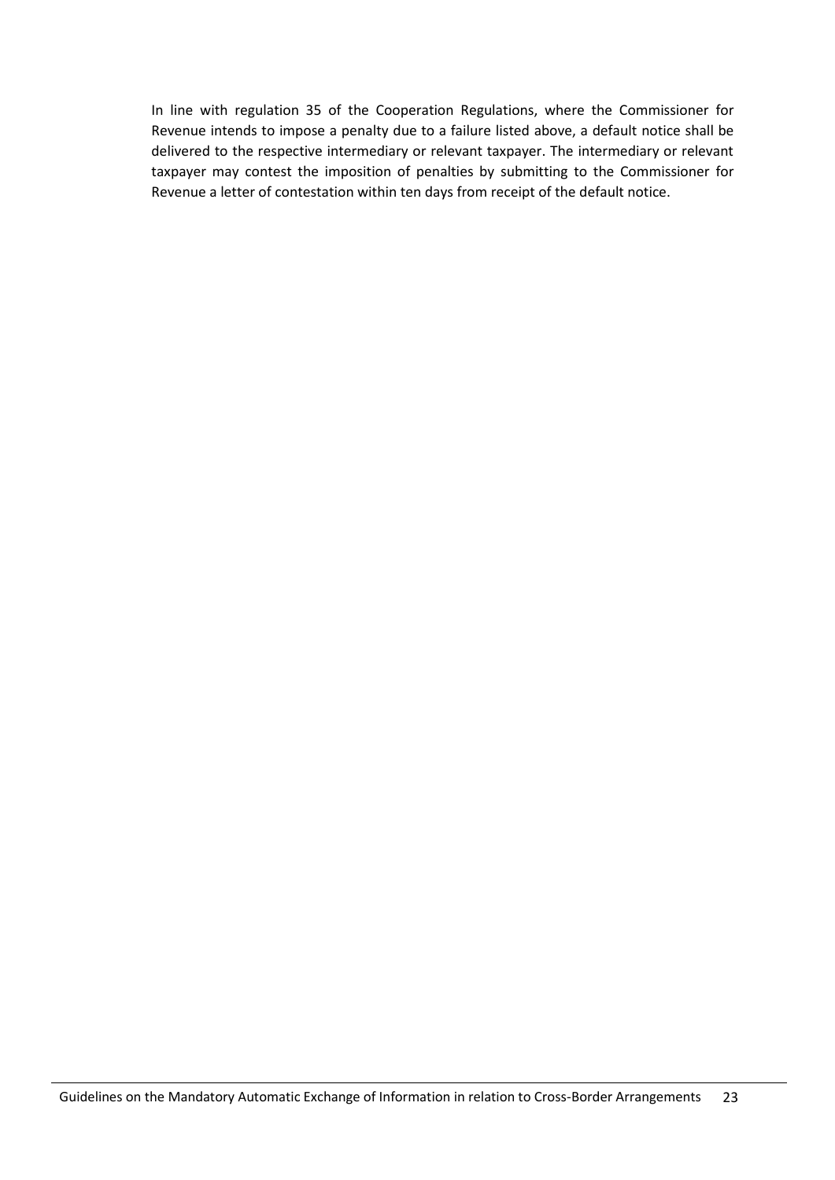In line with regulation 35 of the Cooperation Regulations, where the Commissioner for Revenue intends to impose a penalty due to a failure listed above, a default notice shall be delivered to the respective intermediary or relevant taxpayer. The intermediary or relevant taxpayer may contest the imposition of penalties by submitting to the Commissioner for Revenue a letter of contestation within ten days from receipt of the default notice.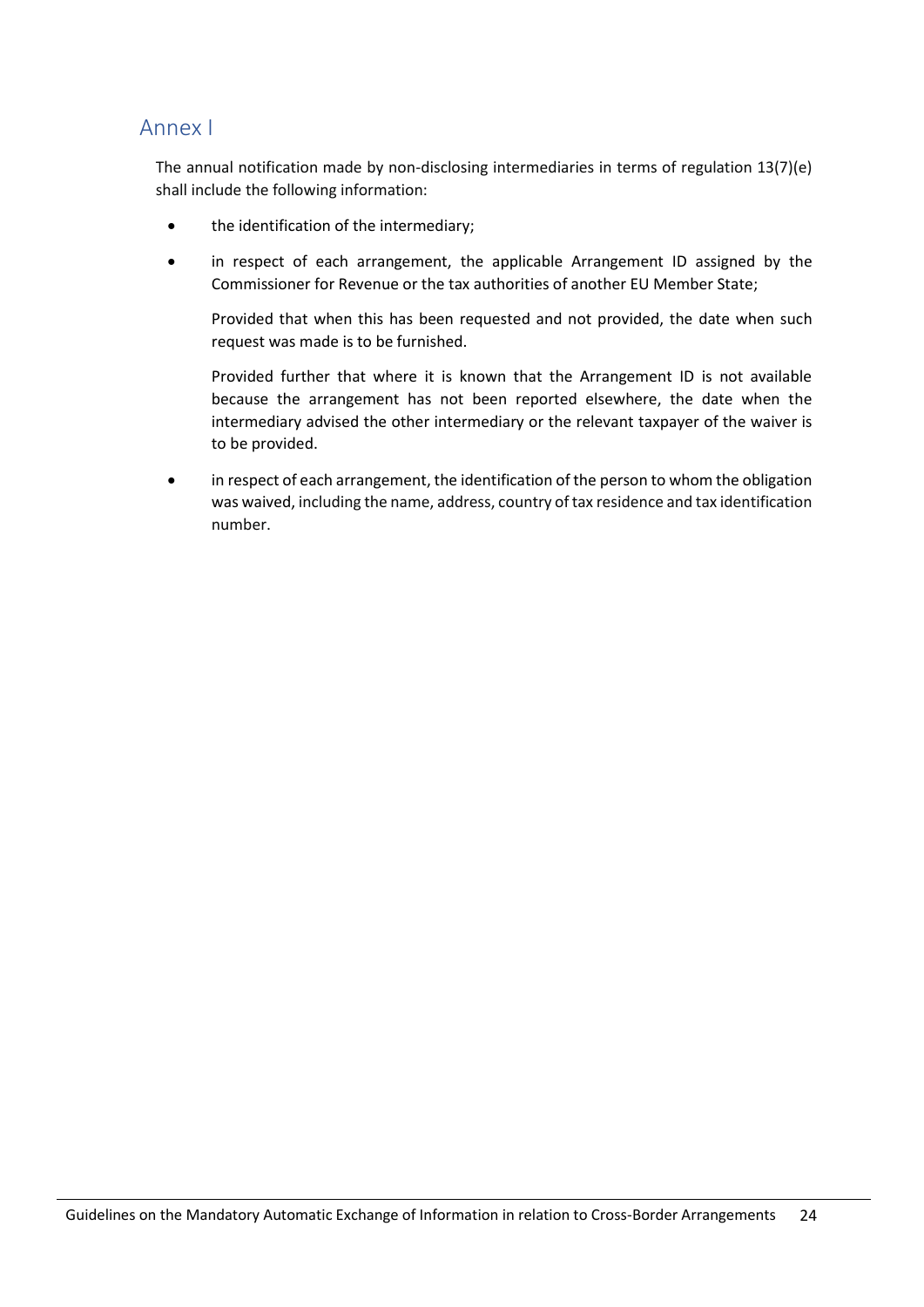## Annex I

The annual notification made by non-disclosing intermediaries in terms of regulation 13(7)(e) shall include the following information:

- the identification of the intermediary;
- in respect of each arrangement, the applicable Arrangement ID assigned by the Commissioner for Revenue or the tax authorities of another EU Member State;

  Provided that when this has been requested and not provided, the date when such request was made is to be furnished.

  Provided further that where it is known that the Arrangement ID is not available because the arrangement has not been reported elsewhere, the date when the intermediary advised the other intermediary or the relevant taxpayer of the waiver is to be provided.
- in respect of each arrangement, the identification of the person to whom the obligation was waived, including the name, address, country of tax residence and tax identification number.